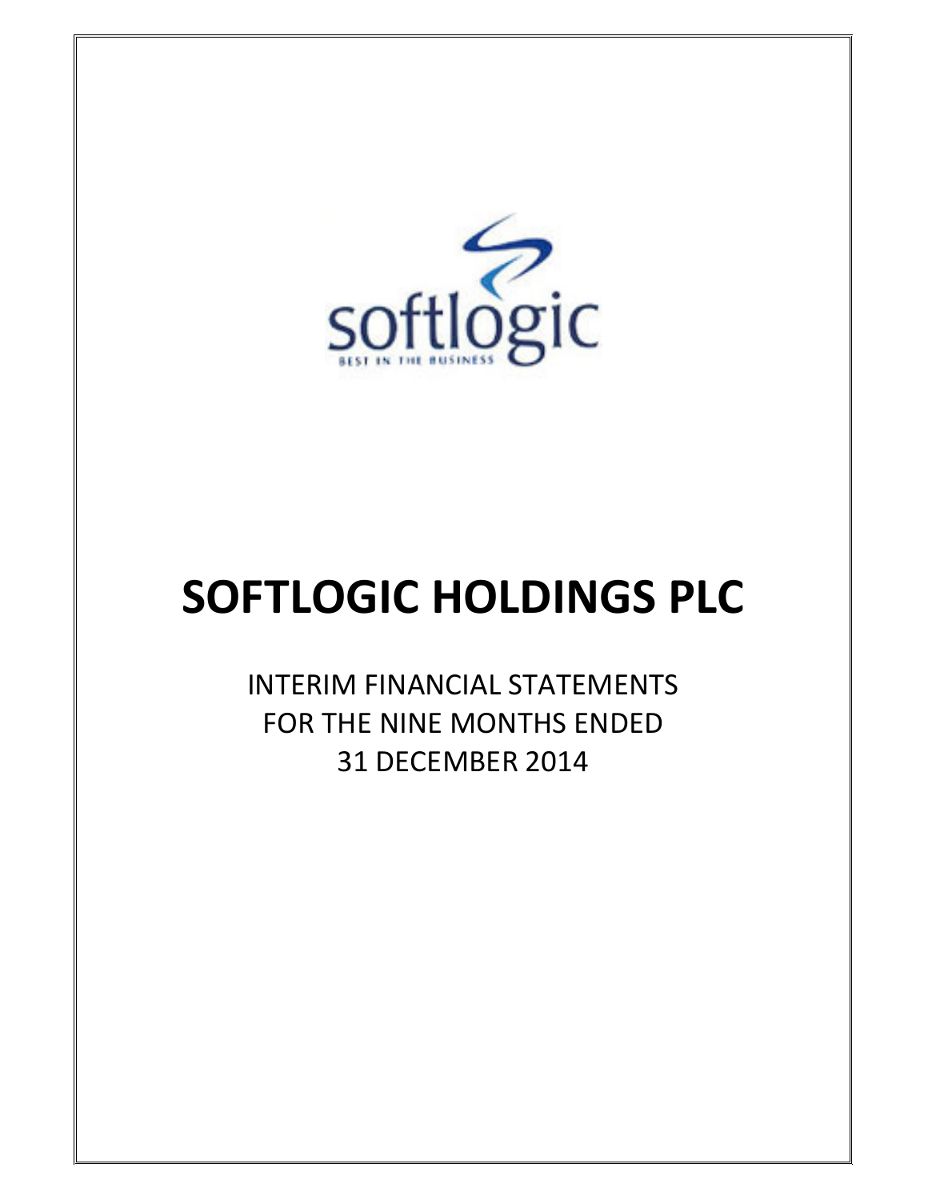softlogic

BEST IN THE BUSINESS

# SOFTLOGIC HOLDINGS PLC

INTERIM FINANCIAL STATEMENTS
FOR THE NINE MONTHS ENDED
31 DECEMBER 2014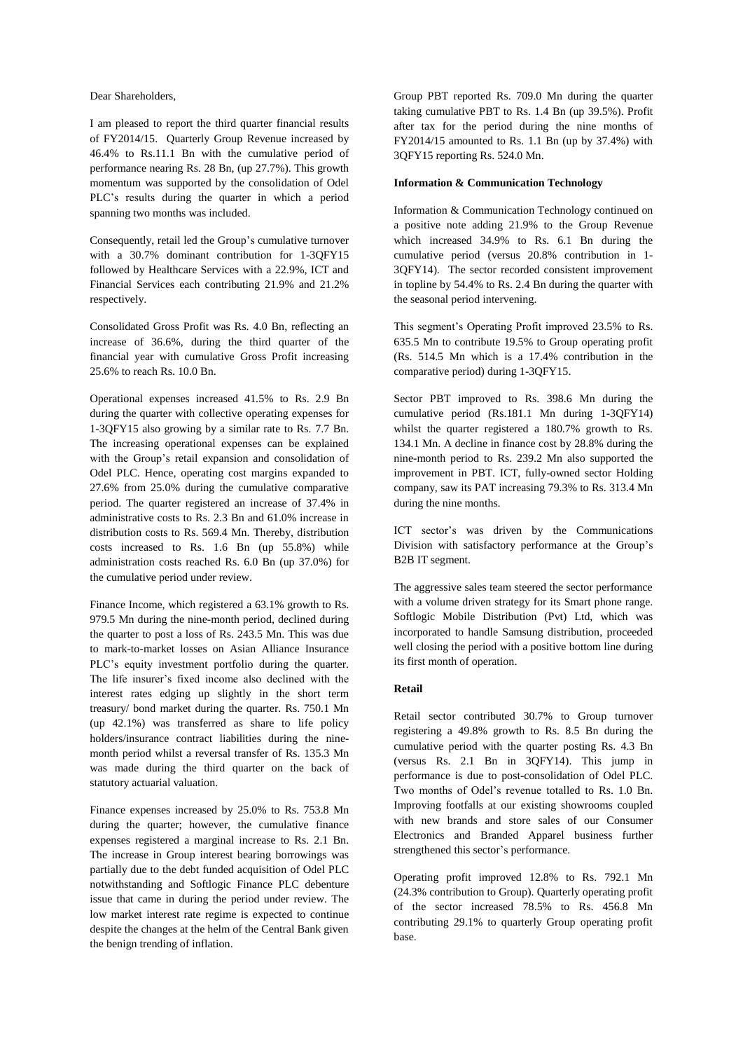Dear Shareholders,

I am pleased to report the third quarter financial results of FY2014/15. Quarterly Group Revenue increased by 46.4% to Rs.11.1 Bn with the cumulative period of performance nearing Rs. 28 Bn, (up 27.7%). This growth momentum was supported by the consolidation of Odel PLC's results during the quarter in which a period spanning two months was included.

Consequently, retail led the Group's cumulative turnover with a 30.7% dominant contribution for 1-3QFY15 followed by Healthcare Services with a 22.9%, ICT and Financial Services each contributing 21.9% and 21.2% respectively.

Consolidated Gross Profit was Rs. 4.0 Bn, reflecting an increase of 36.6%, during the third quarter of the financial year with cumulative Gross Profit increasing 25.6% to reach Rs. 10.0 Bn.

Operational expenses increased 41.5% to Rs. 2.9 Bn during the quarter with collective operating expenses for 1-3QFY15 also growing by a similar rate to Rs. 7.7 Bn. The increasing operational expenses can be explained with the Group's retail expansion and consolidation of Odel PLC. Hence, operating cost margins expanded to 27.6% from 25.0% during the cumulative comparative period. The quarter registered an increase of 37.4% in administrative costs to Rs. 2.3 Bn and 61.0% increase in distribution costs to Rs. 569.4 Mn. Thereby, distribution costs increased to Rs. 1.6 Bn (up 55.8%) while administration costs reached Rs. 6.0 Bn (up 37.0%) for the cumulative period under review.

Finance Income, which registered a 63.1% growth to Rs. 979.5 Mn during the nine-month period, declined during the quarter to post a loss of Rs. 243.5 Mn. This was due to mark-to-market losses on Asian Alliance Insurance PLC's equity investment portfolio during the quarter. The life insurer's fixed income also declined with the interest rates edging up slightly in the short term treasury/ bond market during the quarter. Rs. 750.1 Mn (up 42.1%) was transferred as share to life policy holders/insurance contract liabilities during the nine-month period whilst a reversal transfer of Rs. 135.3 Mn was made during the third quarter on the back of statutory actuarial valuation.

Finance expenses increased by 25.0% to Rs. 753.8 Mn during the quarter; however, the cumulative finance expenses registered a marginal increase to Rs. 2.1 Bn. The increase in Group interest bearing borrowings was partially due to the debt funded acquisition of Odel PLC notwithstanding and Softlogic Finance PLC debenture issue that came in during the period under review. The low market interest rate regime is expected to continue despite the changes at the helm of the Central Bank given the benign trending of inflation.

Group PBT reported Rs. 709.0 Mn during the quarter taking cumulative PBT to Rs. 1.4 Bn (up 39.5%). Profit after tax for the period during the nine months of FY2014/15 amounted to Rs. 1.1 Bn (up by 37.4%) with 3QFY15 reporting Rs. 524.0 Mn.

**Information & Communication Technology**

Information & Communication Technology continued on a positive note adding 21.9% to the Group Revenue which increased 34.9% to Rs. 6.1 Bn during the cumulative period (versus 20.8% contribution in 1-3QFY14). The sector recorded consistent improvement in topline by 54.4% to Rs. 2.4 Bn during the quarter with the seasonal period intervening.

This segment's Operating Profit improved 23.5% to Rs. 635.5 Mn to contribute 19.5% to Group operating profit (Rs. 514.5 Mn which is a 17.4% contribution in the comparative period) during 1-3QFY15.

Sector PBT improved to Rs. 398.6 Mn during the cumulative period (Rs.181.1 Mn during 1-3QFY14) whilst the quarter registered a 180.7% growth to Rs. 134.1 Mn. A decline in finance cost by 28.8% during the nine-month period to Rs. 239.2 Mn also supported the improvement in PBT. ICT, fully-owned sector Holding company, saw its PAT increasing 79.3% to Rs. 313.4 Mn during the nine months.

ICT sector's was driven by the Communications Division with satisfactory performance at the Group's B2B IT segment.

The aggressive sales team steered the sector performance with a volume driven strategy for its Smart phone range. Softlogic Mobile Distribution (Pvt) Ltd, which was incorporated to handle Samsung distribution, proceeded well closing the period with a positive bottom line during its first month of operation.

**Retail**

Retail sector contributed 30.7% to Group turnover registering a 49.8% growth to Rs. 8.5 Bn during the cumulative period with the quarter posting Rs. 4.3 Bn (versus Rs. 2.1 Bn in 3QFY14). This jump in performance is due to post-consolidation of Odel PLC. Two months of Odel's revenue totalled to Rs. 1.0 Bn. Improving footfalls at our existing showrooms coupled with new brands and store sales of our Consumer Electronics and Branded Apparel business further strengthened this sector's performance.

Operating profit improved 12.8% to Rs. 792.1 Mn (24.3% contribution to Group). Quarterly operating profit of the sector increased 78.5% to Rs. 456.8 Mn contributing 29.1% to quarterly Group operating profit base.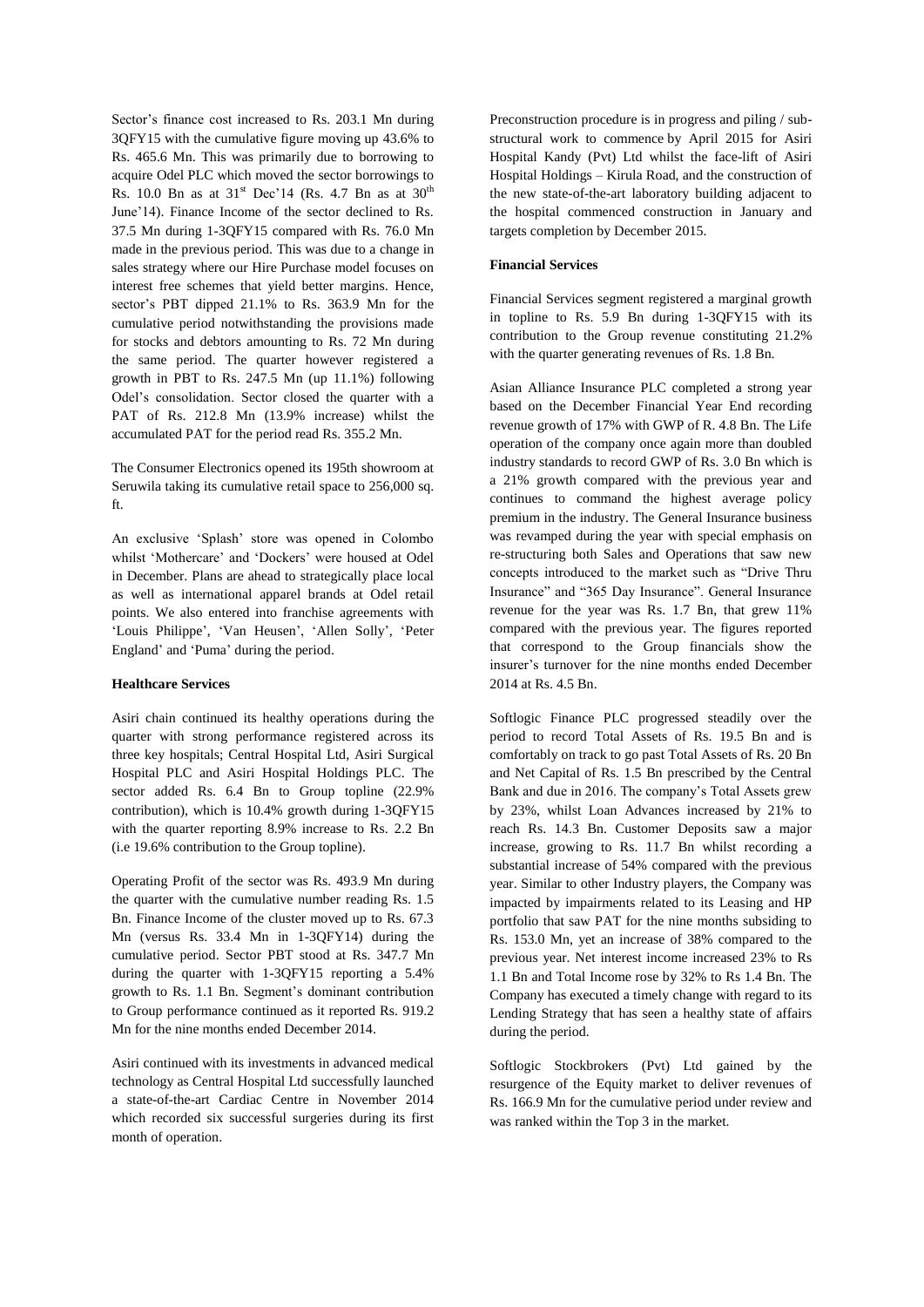Sector's finance cost increased to Rs. 203.1 Mn during 3QFY15 with the cumulative figure moving up 43.6% to Rs. 465.6 Mn. This was primarily due to borrowing to acquire Odel PLC which moved the sector borrowings to Rs. 10.0 Bn as at 31st Dec'14 (Rs. 4.7 Bn as at 30th June'14). Finance Income of the sector declined to Rs. 37.5 Mn during 1-3QFY15 compared with Rs. 76.0 Mn made in the previous period. This was due to a change in sales strategy where our Hire Purchase model focuses on interest free schemes that yield better margins. Hence, sector's PBT dipped 21.1% to Rs. 363.9 Mn for the cumulative period notwithstanding the provisions made for stocks and debtors amounting to Rs. 72 Mn during the same period. The quarter however registered a growth in PBT to Rs. 247.5 Mn (up 11.1%) following Odel's consolidation. Sector closed the quarter with a PAT of Rs. 212.8 Mn (13.9% increase) whilst the accumulated PAT for the period read Rs. 355.2 Mn.

The Consumer Electronics opened its 195th showroom at Seruwila taking its cumulative retail space to 256,000 sq. ft.

An exclusive 'Splash' store was opened in Colombo whilst 'Mothercare' and 'Dockers' were housed at Odel in December. Plans are ahead to strategically place local as well as international apparel brands at Odel retail points. We also entered into franchise agreements with 'Louis Philippe', 'Van Heusen', 'Allen Solly', 'Peter England' and 'Puma' during the period.

**Healthcare Services**

Asiri chain continued its healthy operations during the quarter with strong performance registered across its three key hospitals; Central Hospital Ltd, Asiri Surgical Hospital PLC and Asiri Hospital Holdings PLC. The sector added Rs. 6.4 Bn to Group topline (22.9% contribution), which is 10.4% growth during 1-3QFY15 with the quarter reporting 8.9% increase to Rs. 2.2 Bn (i.e 19.6% contribution to the Group topline).

Operating Profit of the sector was Rs. 493.9 Mn during the quarter with the cumulative number reading Rs. 1.5 Bn. Finance Income of the cluster moved up to Rs. 67.3 Mn (versus Rs. 33.4 Mn in 1-3QFY14) during the cumulative period. Sector PBT stood at Rs. 347.7 Mn during the quarter with 1-3QFY15 reporting a 5.4% growth to Rs. 1.1 Bn. Segment's dominant contribution to Group performance continued as it reported Rs. 919.2 Mn for the nine months ended December 2014.

Asiri continued with its investments in advanced medical technology as Central Hospital Ltd successfully launched a state-of-the-art Cardiac Centre in November 2014 which recorded six successful surgeries during its first month of operation.

Preconstruction procedure is in progress and piling / sub-structural work to commence by April 2015 for Asiri Hospital Kandy (Pvt) Ltd whilst the face-lift of Asiri Hospital Holdings – Kirula Road, and the construction of the new state-of-the-art laboratory building adjacent to the hospital commenced construction in January and targets completion by December 2015.

**Financial Services**

Financial Services segment registered a marginal growth in topline to Rs. 5.9 Bn during 1-3QFY15 with its contribution to the Group revenue constituting 21.2% with the quarter generating revenues of Rs. 1.8 Bn.

Asian Alliance Insurance PLC completed a strong year based on the December Financial Year End recording revenue growth of 17% with GWP of R. 4.8 Bn. The Life operation of the company once again more than doubled industry standards to record GWP of Rs. 3.0 Bn which is a 21% growth compared with the previous year and continues to command the highest average policy premium in the industry. The General Insurance business was revamped during the year with special emphasis on re-structuring both Sales and Operations that saw new concepts introduced to the market such as "Drive Thru Insurance" and "365 Day Insurance". General Insurance revenue for the year was Rs. 1.7 Bn, that grew 11% compared with the previous year. The figures reported that correspond to the Group financials show the insurer's turnover for the nine months ended December 2014 at Rs. 4.5 Bn.

Softlogic Finance PLC progressed steadily over the period to record Total Assets of Rs. 19.5 Bn and is comfortably on track to go past Total Assets of Rs. 20 Bn and Net Capital of Rs. 1.5 Bn prescribed by the Central Bank and due in 2016. The company's Total Assets grew by 23%, whilst Loan Advances increased by 21% to reach Rs. 14.3 Bn. Customer Deposits saw a major increase, growing to Rs. 11.7 Bn whilst recording a substantial increase of 54% compared with the previous year. Similar to other Industry players, the Company was impacted by impairments related to its Leasing and HP portfolio that saw PAT for the nine months subsiding to Rs. 153.0 Mn, yet an increase of 38% compared to the previous year. Net interest income increased 23% to Rs 1.1 Bn and Total Income rose by 32% to Rs 1.4 Bn. The Company has executed a timely change with regard to its Lending Strategy that has seen a healthy state of affairs during the period.

Softlogic Stockbrokers (Pvt) Ltd gained by the resurgence of the Equity market to deliver revenues of Rs. 166.9 Mn for the cumulative period under review and was ranked within the Top 3 in the market.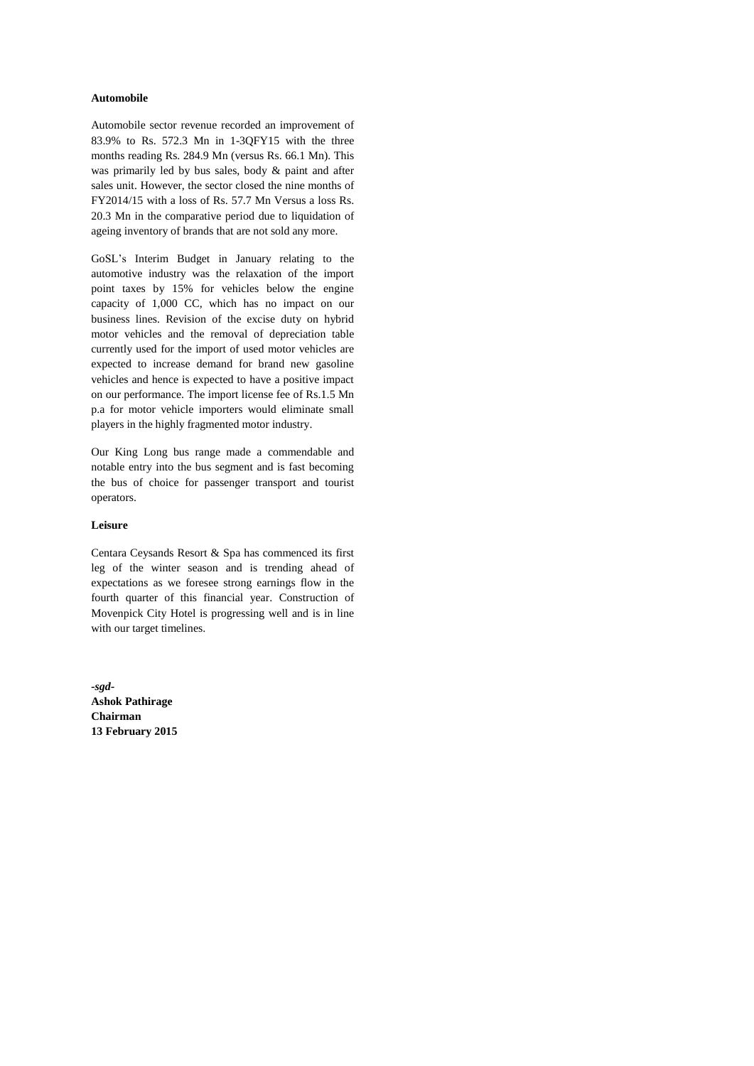**Automobile**

Automobile sector revenue recorded an improvement of 83.9% to Rs. 572.3 Mn in 1-3QFY15 with the three months reading Rs. 284.9 Mn (versus Rs. 66.1 Mn). This was primarily led by bus sales, body & paint and after sales unit. However, the sector closed the nine months of FY2014/15 with a loss of Rs. 57.7 Mn Versus a loss Rs. 20.3 Mn in the comparative period due to liquidation of ageing inventory of brands that are not sold any more.

GoSL's Interim Budget in January relating to the automotive industry was the relaxation of the import point taxes by 15% for vehicles below the engine capacity of 1,000 CC, which has no impact on our business lines. Revision of the excise duty on hybrid motor vehicles and the removal of depreciation table currently used for the import of used motor vehicles are expected to increase demand for brand new gasoline vehicles and hence is expected to have a positive impact on our performance. The import license fee of Rs.1.5 Mn p.a for motor vehicle importers would eliminate small players in the highly fragmented motor industry.

Our King Long bus range made a commendable and notable entry into the bus segment and is fast becoming the bus of choice for passenger transport and tourist operators.

**Leisure**

Centara Ceysands Resort & Spa has commenced its first leg of the winter season and is trending ahead of expectations as we foresee strong earnings flow in the fourth quarter of this financial year. Construction of Movenpick City Hotel is progressing well and is in line with our target timelines.

***-sgd-***
**Ashok Pathirage**
**Chairman**
**13 February 2015**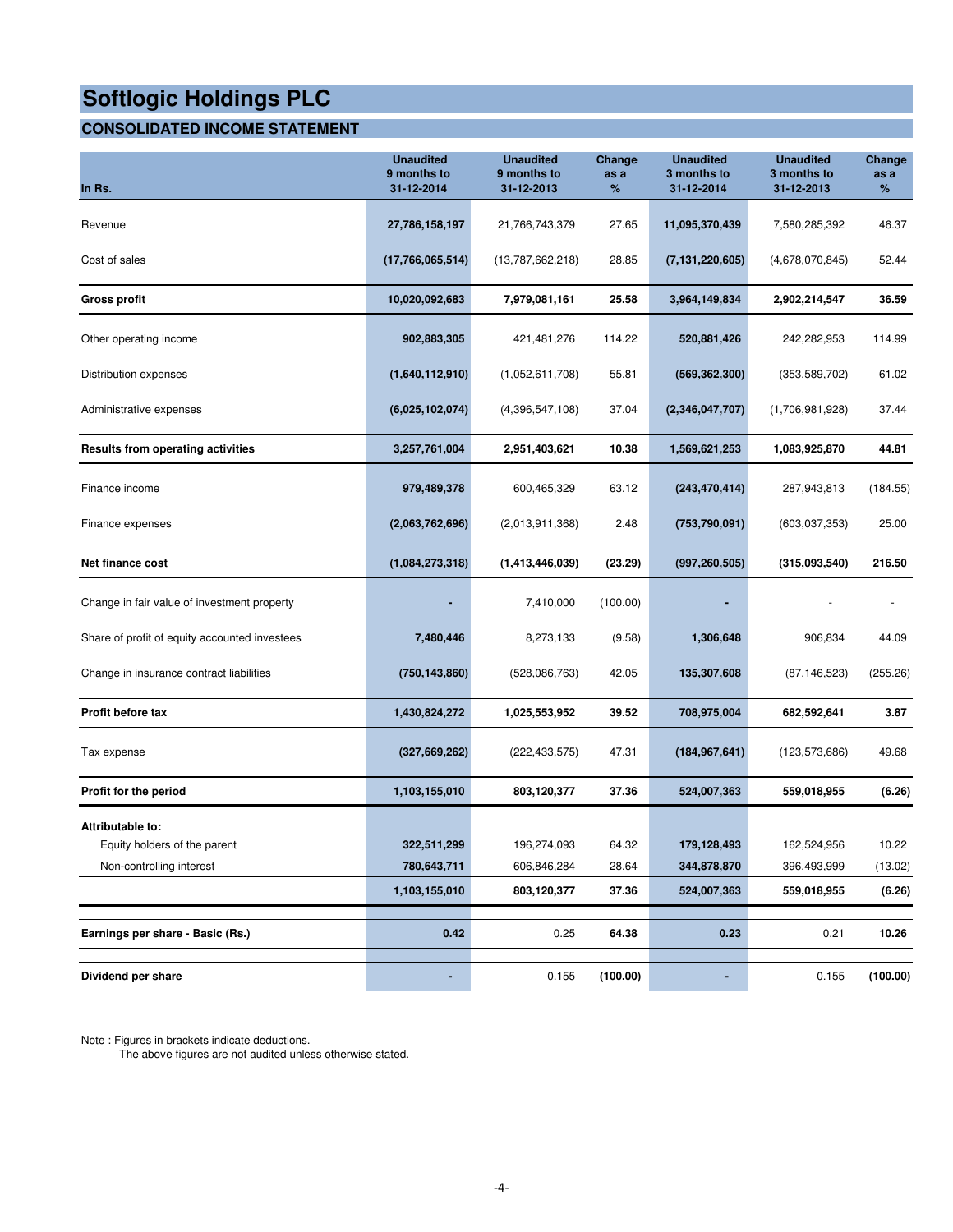# Softlogic Holdings PLC

## CONSOLIDATED INCOME STATEMENT

| In Rs. | Unaudited 9 months to 31-12-2014 | Unaudited 9 months to 31-12-2013 | Change as a % | Unaudited 3 months to 31-12-2014 | Unaudited 3 months to 31-12-2013 | Change as a % |
|---|---|---|---|---|---|---|
| Revenue | **27,786,158,197** | 21,766,743,379 | 27.65 | **11,095,370,439** | 7,580,285,392 | 46.37 |
| Cost of sales | **(17,766,065,514)** | (13,787,662,218) | 28.85 | **(7,131,220,605)** | (4,678,070,845) | 52.44 |
| **Gross profit** | **10,020,092,683** | **7,979,081,161** | **25.58** | **3,964,149,834** | **2,902,214,547** | **36.59** |
| Other operating income | **902,883,305** | 421,481,276 | 114.22 | **520,881,426** | 242,282,953 | 114.99 |
| Distribution expenses | **(1,640,112,910)** | (1,052,611,708) | 55.81 | **(569,362,300)** | (353,589,702) | 61.02 |
| Administrative expenses | **(6,025,102,074)** | (4,396,547,108) | 37.04 | **(2,346,047,707)** | (1,706,981,928) | 37.44 |
| **Results from operating activities** | **3,257,761,004** | **2,951,403,621** | **10.38** | **1,569,621,253** | **1,083,925,870** | **44.81** |
| Finance income | **979,489,378** | 600,465,329 | 63.12 | **(243,470,414)** | 287,943,813 | (184.55) |
| Finance expenses | **(2,063,762,696)** | (2,013,911,368) | 2.48 | **(753,790,091)** | (603,037,353) | 25.00 |
| **Net finance cost** | **(1,084,273,318)** | **(1,413,446,039)** | **(23.29)** | **(997,260,505)** | **(315,093,540)** | **216.50** |
| Change in fair value of investment property | **-** | 7,410,000 | (100.00) | **-** | - | - |
| Share of profit of equity accounted investees | **7,480,446** | 8,273,133 | (9.58) | **1,306,648** | 906,834 | 44.09 |
| Change in insurance contract liabilities | **(750,143,860)** | (528,086,763) | 42.05 | **135,307,608** | (87,146,523) | (255.26) |
| **Profit before tax** | **1,430,824,272** | **1,025,553,952** | **39.52** | **708,975,004** | **682,592,641** | **3.87** |
| Tax expense | **(327,669,262)** | (222,433,575) | 47.31 | **(184,967,641)** | (123,573,686) | 49.68 |
| **Profit for the period** | **1,103,155,010** | **803,120,377** | **37.36** | **524,007,363** | **559,018,955** | **(6.26)** |
| **Attributable to:** | | | | | | |
| Equity holders of the parent | **322,511,299** | 196,274,093 | 64.32 | **179,128,493** | 162,524,956 | 10.22 |
| Non-controlling interest | **780,643,711** | 606,846,284 | 28.64 | **344,878,870** | 396,493,999 | (13.02) |
| | **1,103,155,010** | **803,120,377** | **37.36** | **524,007,363** | **559,018,955** | **(6.26)** |
| **Earnings per share - Basic (Rs.)** | **0.42** | 0.25 | **64.38** | **0.23** | 0.21 | **10.26** |
| **Dividend per share** | **-** | 0.155 | **(100.00)** | **-** | 0.155 | **(100.00)** |

Note : Figures in brackets indicate deductions.
The above figures are not audited unless otherwise stated.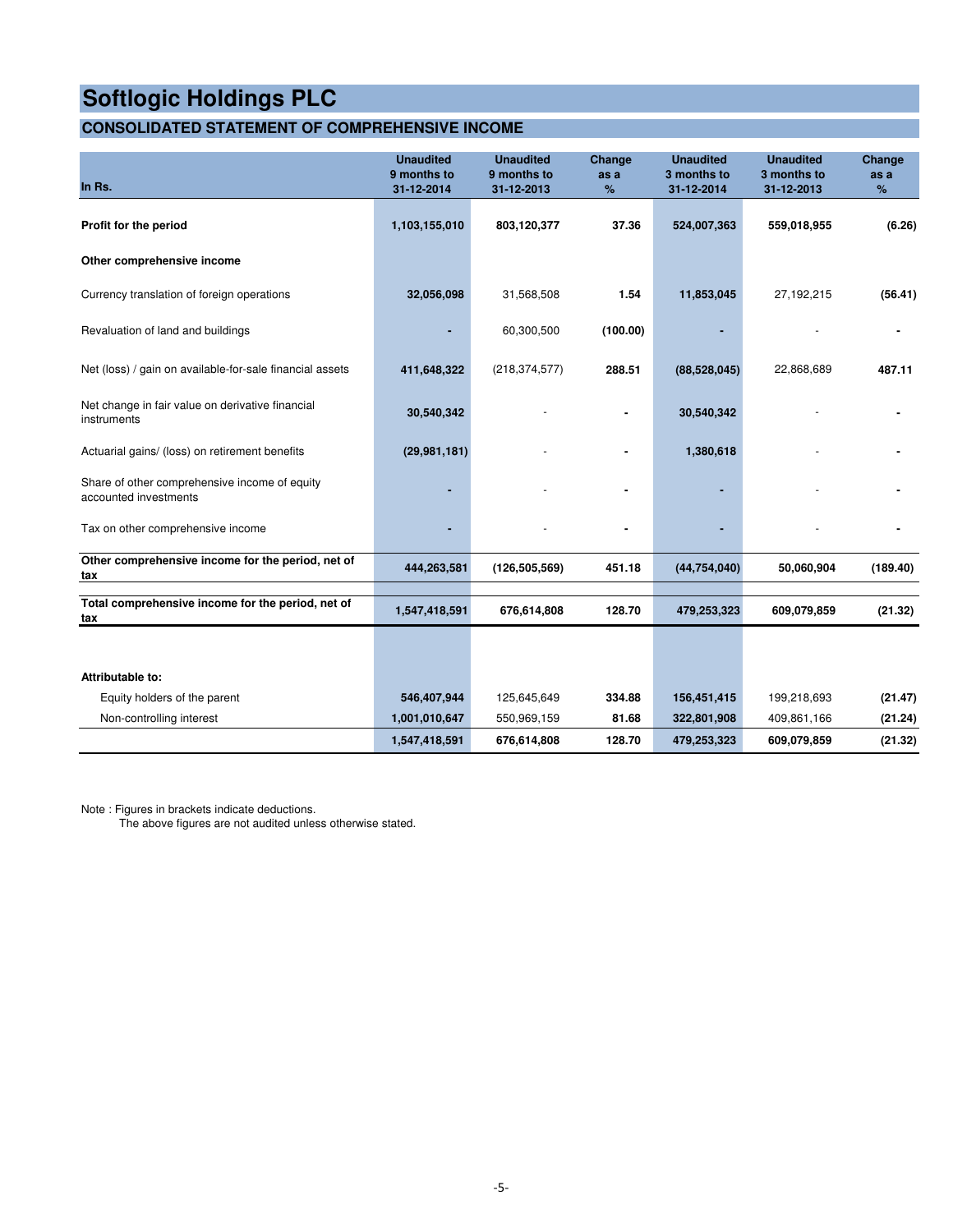# Softlogic Holdings PLC

## CONSOLIDATED STATEMENT OF COMPREHENSIVE INCOME

| In Rs. | Unaudited 9 months to 31-12-2014 | Unaudited 9 months to 31-12-2013 | Change as a % | Unaudited 3 months to 31-12-2014 | Unaudited 3 months to 31-12-2013 | Change as a % |
|---|---|---|---|---|---|---|
| **Profit for the period** | **1,103,155,010** | **803,120,377** | **37.36** | **524,007,363** | **559,018,955** | **(6.26)** |
| **Other comprehensive income** | | | | | | |
| Currency translation of foreign operations | **32,056,098** | 31,568,508 | **1.54** | **11,853,045** | 27,192,215 | **(56.41)** |
| Revaluation of land and buildings | **-** | 60,300,500 | **(100.00)** | **-** | - | **-** |
| Net (loss) / gain on available-for-sale financial assets | **411,648,322** | (218,374,577) | **288.51** | **(88,528,045)** | 22,868,689 | **487.11** |
| Net change in fair value on derivative financial instruments | **30,540,342** | - | **-** | **30,540,342** | - | **-** |
| Actuarial gains/ (loss) on retirement benefits | **(29,981,181)** | - | **-** | **1,380,618** | - | **-** |
| Share of other comprehensive income of equity accounted investments | **-** | - | **-** | **-** | - | **-** |
| Tax on other comprehensive income | **-** | - | **-** | **-** | - | **-** |
| **Other comprehensive income for the period, net of tax** | **444,263,581** | **(126,505,569)** | **451.18** | **(44,754,040)** | **50,060,904** | **(189.40)** |
| **Total comprehensive income for the period, net of tax** | **1,547,418,591** | **676,614,808** | **128.70** | **479,253,323** | **609,079,859** | **(21.32)** |
| **Attributable to:** | | | | | | |
| Equity holders of the parent | **546,407,944** | 125,645,649 | **334.88** | **156,451,415** | 199,218,693 | **(21.47)** |
| Non-controlling interest | **1,001,010,647** | 550,969,159 | **81.68** | **322,801,908** | 409,861,166 | **(21.24)** |
| | **1,547,418,591** | **676,614,808** | **128.70** | **479,253,323** | **609,079,859** | **(21.32)** |

Note : Figures in brackets indicate deductions.
The above figures are not audited unless otherwise stated.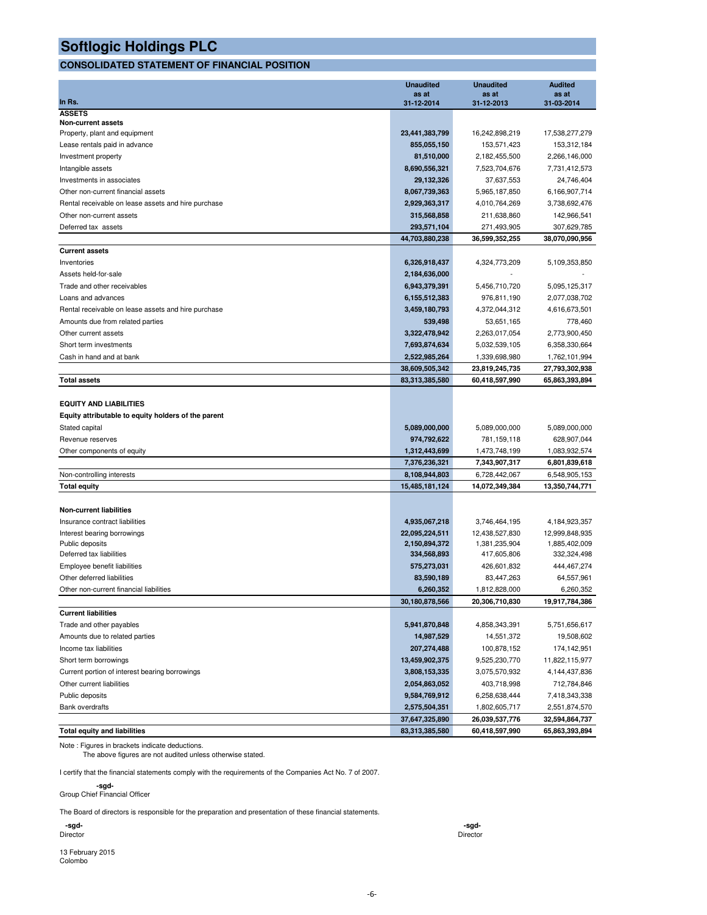# Softlogic Holdings PLC

## CONSOLIDATED STATEMENT OF FINANCIAL POSITION

| In Rs. | Unaudited as at 31-12-2014 | Unaudited as at 31-12-2013 | Audited as at 31-03-2014 |
|---|---|---|---|
| **ASSETS** | | | |
| **Non-current assets** | | | |
| Property, plant and equipment | **23,441,383,799** | 16,242,898,219 | 17,538,277,279 |
| Lease rentals paid in advance | **855,055,150** | 153,571,423 | 153,312,184 |
| Investment property | **81,510,000** | 2,182,455,500 | 2,266,146,000 |
| Intangible assets | **8,690,556,321** | 7,523,704,676 | 7,731,412,573 |
| Investments in associates | **29,132,326** | 37,637,553 | 24,746,404 |
| Other non-current financial assets | **8,067,739,363** | 5,965,187,850 | 6,166,907,714 |
| Rental receivable on lease assets and hire purchase | **2,929,363,317** | 4,010,764,269 | 3,738,692,476 |
| Other non-current assets | **315,568,858** | 211,638,860 | 142,966,541 |
| Deferred tax assets | **293,571,104** | 271,493,905 | 307,629,785 |
| | **44,703,880,238** | **36,599,352,255** | **38,070,090,956** |
| **Current assets** | | | |
| Inventories | **6,326,918,437** | 4,324,773,209 | 5,109,353,850 |
| Assets held-for-sale | **2,184,636,000** | - | - |
| Trade and other receivables | **6,943,379,391** | 5,456,710,720 | 5,095,125,317 |
| Loans and advances | **6,155,512,383** | 976,811,190 | 2,077,038,702 |
| Rental receivable on lease assets and hire purchase | **3,459,180,793** | 4,372,044,312 | 4,616,673,501 |
| Amounts due from related parties | **539,498** | 53,651,165 | 778,460 |
| Other current assets | **3,322,478,942** | 2,263,017,054 | 2,773,900,450 |
| Short term investments | **7,693,874,634** | 5,032,539,105 | 6,358,330,664 |
| Cash in hand and at bank | **2,522,985,264** | 1,339,698,980 | 1,762,101,994 |
| | **38,609,505,342** | **23,819,245,735** | **27,793,302,938** |
| **Total assets** | **83,313,385,580** | **60,418,597,990** | **65,863,393,894** |
| | | | |
| **EQUITY AND LIABILITIES** | | | |
| **Equity attributable to equity holders of the parent** | | | |
| Stated capital | **5,089,000,000** | 5,089,000,000 | 5,089,000,000 |
| Revenue reserves | **974,792,622** | 781,159,118 | 628,907,044 |
| Other components of equity | **1,312,443,699** | 1,473,748,199 | 1,083,932,574 |
| | **7,376,236,321** | **7,343,907,317** | **6,801,839,618** |
| Non-controlling interests | **8,108,944,803** | 6,728,442,067 | 6,548,905,153 |
| **Total equity** | **15,485,181,124** | **14,072,349,384** | **13,350,744,771** |
| | | | |
| **Non-current liabilities** | | | |
| Insurance contract liabilities | **4,935,067,218** | 3,746,464,195 | 4,184,923,357 |
| Interest bearing borrowings | **22,095,224,511** | 12,438,527,830 | 12,999,848,935 |
| Public deposits | **2,150,894,372** | 1,381,235,904 | 1,885,402,009 |
| Deferred tax liabilities | **334,568,893** | 417,605,806 | 332,324,498 |
| Employee benefit liabilities | **575,273,031** | 426,601,832 | 444,467,274 |
| Other deferred liabilities | **83,590,189** | 83,447,263 | 64,557,961 |
| Other non-current financial liabilities | **6,260,352** | 1,812,828,000 | 6,260,352 |
| | **30,180,878,566** | **20,306,710,830** | **19,917,784,386** |
| **Current liabilities** | | | |
| Trade and other payables | **5,941,870,848** | 4,858,343,391 | 5,751,656,617 |
| Amounts due to related parties | **14,987,529** | 14,551,372 | 19,508,602 |
| Income tax liabilities | **207,274,488** | 100,878,152 | 174,142,951 |
| Short term borrowings | **13,459,902,375** | 9,525,230,770 | 11,822,115,977 |
| Current portion of interest bearing borrowings | **3,808,153,335** | 3,075,570,932 | 4,144,437,836 |
| Other current liabilities | **2,054,863,052** | 403,718,998 | 712,784,846 |
| Public deposits | **9,584,769,912** | 6,258,638,444 | 7,418,343,338 |
| Bank overdrafts | **2,575,504,351** | 1,802,605,717 | 2,551,874,570 |
| | **37,647,325,890** | **26,039,537,776** | **32,594,864,737** |
| **Total equity and liabilities** | **83,313,385,580** | **60,418,597,990** | **65,863,393,894** |

Note : Figures in brackets indicate deductions.
The above figures are not audited unless otherwise stated.

I certify that the financial statements comply with the requirements of the Companies Act No. 7 of 2007.

**-sgd-**
Group Chief Financial Officer

The Board of directors is responsible for the preparation and presentation of these financial statements.

**-sgd-**
Director

**-sgd-**
Director

13 February 2015
Colombo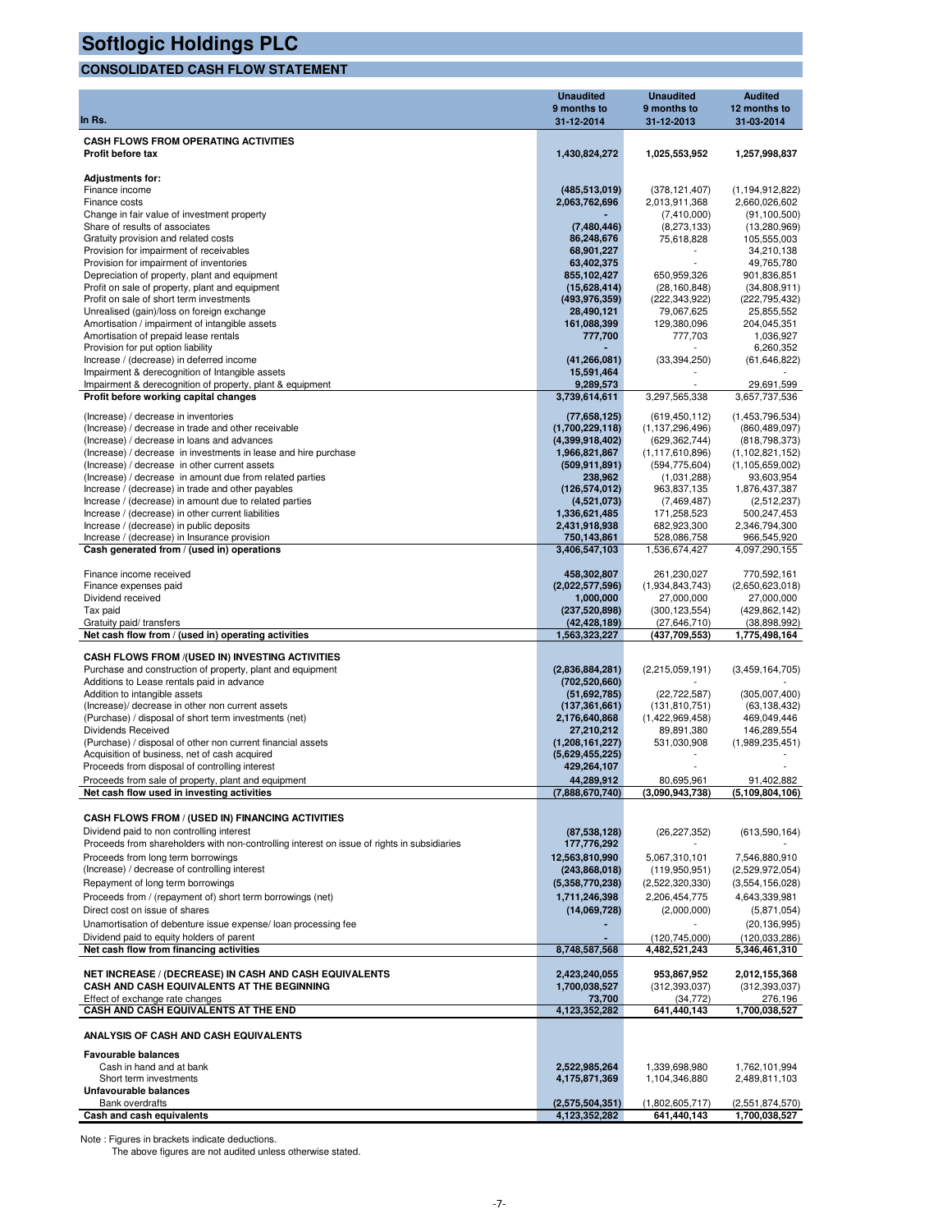# Softlogic Holdings PLC

## CONSOLIDATED CASH FLOW STATEMENT

| In Rs. | Unaudited 9 months to 31-12-2014 | Unaudited 9 months to 31-12-2013 | Audited 12 months to 31-03-2014 |
|---|---|---|---|
| **CASH FLOWS FROM OPERATING ACTIVITIES** | | | |
| **Profit before tax** | **1,430,824,272** | **1,025,553,952** | **1,257,998,837** |
| **Adjustments for:** | | | |
| Finance income | **(485,513,019)** | (378,121,407) | (1,194,912,822) |
| Finance costs | **2,063,762,696** | 2,013,911,368 | 2,660,026,602 |
| Change in fair value of investment property | **-** | (7,410,000) | (91,100,500) |
| Share of results of associates | **(7,480,446)** | (8,273,133) | (13,280,969) |
| Gratuity provision and related costs | **86,248,676** | 75,618,828 | 105,555,003 |
| Provision for impairment of receivables | **68,901,227** | - | 34,210,138 |
| Provision for impairment of inventories | **63,402,375** | - | 49,765,780 |
| Depreciation of property, plant and equipment | **855,102,427** | 650,959,326 | 901,836,851 |
| Profit on sale of property, plant and equipment | **(15,628,414)** | (28,160,848) | (34,808,911) |
| Profit on sale of short term investments | **(493,976,359)** | (222,343,922) | (222,795,432) |
| Unrealised (gain)/loss on foreign exchange | **28,490,121** | 79,067,625 | 25,855,552 |
| Amortisation / impairment of intangible assets | **161,088,399** | 129,380,096 | 204,045,351 |
| Amortisation of prepaid lease rentals | **777,700** | 777,703 | 1,036,927 |
| Provision for put option liability | **-** | - | 6,260,352 |
| Increase / (decrease) in deferred income | **(41,266,081)** | (33,394,250) | (61,646,822) |
| Impairment & derecognition of Intangible assets | **15,591,464** | - | - |
| Impairment & derecognition of property, plant & equipment | **9,289,573** | - | 29,691,599 |
| **Profit before working capital changes** | **3,739,614,611** | 3,297,565,338 | 3,657,737,536 |
| (Increase) / decrease in inventories | **(77,658,125)** | (619,450,112) | (1,453,796,534) |
| (Increase) / decrease in trade and other receivable | **(1,700,229,118)** | (1,137,296,496) | (860,489,097) |
| (Increase) / decrease in loans and advances | **(4,399,918,402)** | (629,362,744) | (818,798,373) |
| (Increase) / decrease in investments in lease and hire purchase | **1,966,821,867** | (1,117,610,896) | (1,102,821,152) |
| (Increase) / decrease in other current assets | **(509,911,891)** | (594,775,604) | (1,105,659,002) |
| (Increase) / decrease in amount due from related parties | **238,962** | (1,031,288) | 93,603,954 |
| Increase / (decrease) in trade and other payables | **(126,574,012)** | 963,837,135 | 1,876,437,387 |
| Increase / (decrease) in amount due to related parties | **(4,521,073)** | (7,469,487) | (2,512,237) |
| Increase / (decrease) in other current liabilities | **1,336,621,485** | 171,258,523 | 500,247,453 |
| Increase / (decrease) in public deposits | **2,431,918,938** | 682,923,300 | 2,346,794,300 |
| Increase / (decrease) in Insurance provision | **750,143,861** | 528,086,758 | 966,545,920 |
| **Cash generated from / (used in) operations** | **3,406,547,103** | 1,536,674,427 | 4,097,290,155 |
| Finance income received | **458,302,807** | 261,230,027 | 770,592,161 |
| Finance expenses paid | **(2,022,577,596)** | (1,934,843,743) | (2,650,623,018) |
| Dividend received | **1,000,000** | 27,000,000 | 27,000,000 |
| Tax paid | **(237,520,898)** | (300,123,554) | (429,862,142) |
| Gratuity paid/ transfers | **(42,428,189)** | (27,646,710) | (38,898,992) |
| **Net cash flow from / (used in) operating activities** | **1,563,323,227** | **(437,709,553)** | **1,775,498,164** |
| **CASH FLOWS FROM /(USED IN) INVESTING ACTIVITIES** | | | |
| Purchase and construction of property, plant and equipment | **(2,836,884,281)** | (2,215,059,191) | (3,459,164,705) |
| Additions to Lease rentals paid in advance | **(702,520,660)** | - | - |
| Addition to intangible assets | **(51,692,785)** | (22,722,587) | (305,007,400) |
| (Increase)/ decrease in other non current assets | **(137,361,661)** | (131,810,751) | (63,138,432) |
| (Purchase) / disposal of short term investments (net) | **2,176,640,868** | (1,422,969,458) | 469,049,446 |
| Dividends Received | **27,210,212** | 89,891,380 | 146,289,554 |
| (Purchase) / disposal of other non current financial assets | **(1,208,161,227)** | 531,030,908 | (1,989,235,451) |
| Acquisition of business, net of cash acquired | **(5,629,455,225)** | - | - |
| Proceeds from disposal of controlling interest | **429,264,107** | - | - |
| Proceeds from sale of property, plant and equipment | **44,289,912** | 80,695,961 | 91,402,882 |
| **Net cash flow used in investing activities** | **(7,888,670,740)** | **(3,090,943,738)** | **(5,109,804,106)** |
| **CASH FLOWS FROM / (USED IN) FINANCING ACTIVITIES** | | | |
| Dividend paid to non controlling interest | **(87,538,128)** | (26,227,352) | (613,590,164) |
| Proceeds from shareholders with non-controlling interest on issue of rights in subsidiaries | **177,776,292** | - | - |
| Proceeds from long term borrowings | **12,563,810,990** | 5,067,310,101 | 7,546,880,910 |
| (Increase) / decrease of controlling interest | **(243,868,018)** | (119,950,951) | (2,529,972,054) |
| Repayment of long term borrowings | **(5,358,770,238)** | (2,522,320,330) | (3,554,156,028) |
| Proceeds from / (repayment of) short term borrowings (net) | **1,711,246,398** | 2,206,454,775 | 4,643,339,981 |
| Direct cost on issue of shares | **(14,069,728)** | (2,000,000) | (5,871,054) |
| Unamortisation of debenture issue expense/ loan processing fee | **-** | - | (20,136,995) |
| Dividend paid to equity holders of parent | **-** | (120,745,000) | (120,033,286) |
| **Net cash flow from financing activities** | **8,748,587,568** | **4,482,521,243** | **5,346,461,310** |
| **NET INCREASE / (DECREASE) IN CASH AND CASH EQUIVALENTS** | **2,423,240,055** | **953,867,952** | **2,012,155,368** |
| **CASH AND CASH EQUIVALENTS AT THE BEGINNING** | **1,700,038,527** | (312,393,037) | (312,393,037) |
| Effect of exchange rate changes | **73,700** | (34,772) | 276,196 |
| **CASH AND CASH EQUIVALENTS AT THE END** | **4,123,352,282** | **641,440,143** | **1,700,038,527** |
| **ANALYSIS OF CASH AND CASH EQUIVALENTS** | | | |
| **Favourable balances** | | | |
| Cash in hand and at bank | **2,522,985,264** | 1,339,698,980 | 1,762,101,994 |
| Short term investments | **4,175,871,369** | 1,104,346,880 | 2,489,811,103 |
| **Unfavourable balances** | | | |
| Bank overdrafts | **(2,575,504,351)** | (1,802,605,717) | (2,551,874,570) |
| **Cash and cash equivalents** | **4,123,352,282** | **641,440,143** | **1,700,038,527** |

Note : Figures in brackets indicate deductions.
The above figures are not audited unless otherwise stated.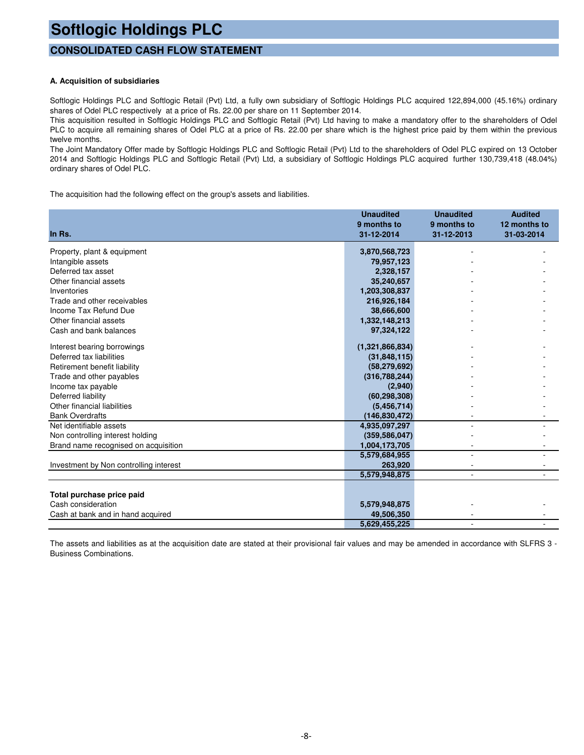# Softlogic Holdings PLC

## CONSOLIDATED CASH FLOW STATEMENT

**A. Acquisition of subsidiaries**

Softlogic Holdings PLC and Softlogic Retail (Pvt) Ltd, a fully own subsidiary of Softlogic Holdings PLC acquired 122,894,000 (45.16%) ordinary shares of Odel PLC respectively at a price of Rs. 22.00 per share on 11 September 2014.
This acquisition resulted in Softlogic Holdings PLC and Softlogic Retail (Pvt) Ltd having to make a mandatory offer to the shareholders of Odel PLC to acquire all remaining shares of Odel PLC at a price of Rs. 22.00 per share which is the highest price paid by them within the previous twelve months.
The Joint Mandatory Offer made by Softlogic Holdings PLC and Softlogic Retail (Pvt) Ltd to the shareholders of Odel PLC expired on 13 October 2014 and Softlogic Holdings PLC and Softlogic Retail (Pvt) Ltd, a subsidiary of Softlogic Holdings PLC acquired further 130,739,418 (48.04%) ordinary shares of Odel PLC.

The acquisition had the following effect on the group's assets and liabilities.

| In Rs. | Unaudited 9 months to 31-12-2014 | Unaudited 9 months to 31-12-2013 | Audited 12 months to 31-03-2014 |
|---|---|---|---|
| Property, plant & equipment | 3,870,568,723 | - | - |
| Intangible assets | 79,957,123 | - | - |
| Deferred tax asset | 2,328,157 | - | - |
| Other financial assets | 35,240,657 | - | - |
| Inventories | 1,203,308,837 | - | - |
| Trade and other receivables | 216,926,184 | - | - |
| Income Tax Refund Due | 38,666,600 | - | - |
| Other financial assets | 1,332,148,213 | - | - |
| Cash and bank balances | 97,324,122 | - | - |
| Interest bearing borrowings | (1,321,866,834) | - | - |
| Deferred tax liabilities | (31,848,115) | - | - |
| Retirement benefit liability | (58,279,692) | - | - |
| Trade and other payables | (316,788,244) | - | - |
| Income tax payable | (2,940) | - | - |
| Deferred liability | (60,298,308) | - | - |
| Other financial liabilities | (5,456,714) | - | - |
| Bank Overdrafts | (146,830,472) | - | - |
| Net identifiable assets | 4,935,097,297 | - | - |
| Non controlling interest holding | (359,586,047) | - | - |
| Brand name recognised on acquisition | 1,004,173,705 | - | - |
| | 5,579,684,955 | - | - |
| Investment by Non controlling interest | 263,920 | - | - |
| | 5,579,948,875 | - | - |
| **Total purchase price paid** | | | |
| Cash consideration | 5,579,948,875 | - | - |
| Cash at bank and in hand acquired | 49,506,350 | - | - |
| | 5,629,455,225 | - | - |

The assets and liabilities as at the acquisition date are stated at their provisional fair values and may be amended in accordance with SLFRS 3 - Business Combinations.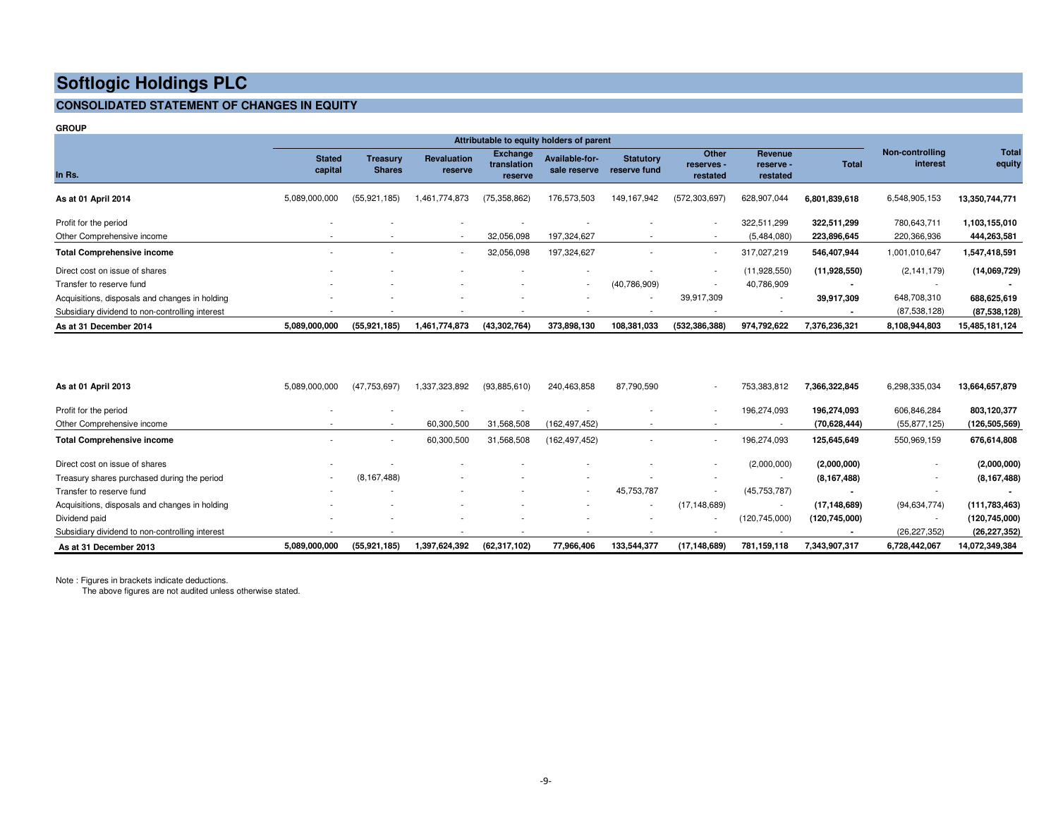# Softlogic Holdings PLC

## CONSOLIDATED STATEMENT OF CHANGES IN EQUITY

**GROUP**

| In Rs. | Stated capital | Treasury Shares | Revaluation reserve | Exchange translation reserve | Available-for-sale reserve | Statutory reserve fund | Other reserves - restated | Revenue reserve - restated | Total | Non-controlling interest | Total equity |
|---|---|---|---|---|---|---|---|---|---|---|---|
| | Attributable to equity holders of parent | | | | | | | | | | |
| **As at 01 April 2014** | 5,089,000,000 | (55,921,185) | 1,461,774,873 | (75,358,862) | 176,573,503 | 149,167,942 | (572,303,697) | 628,907,044 | **6,801,839,618** | 6,548,905,153 | **13,350,744,771** |
| Profit for the period | - | - | - | - | - | - | - | 322,511,299 | **322,511,299** | 780,643,711 | **1,103,155,010** |
| Other Comprehensive income | - | - | - | 32,056,098 | 197,324,627 | - | - | (5,484,080) | **223,896,645** | 220,366,936 | **444,263,581** |
| **Total Comprehensive income** | - | - | - | 32,056,098 | 197,324,627 | - | - | 317,027,219 | **546,407,944** | 1,001,010,647 | **1,547,418,591** |
| Direct cost on issue of shares | - | - | - | - | - | - | - | (11,928,550) | **(11,928,550)** | (2,141,179) | **(14,069,729)** |
| Transfer to reserve fund | - | - | - | - | - | (40,786,909) | - | 40,786,909 | **-** | - | **-** |
| Acquisitions, disposals and changes in holding | - | - | - | - | - | - | 39,917,309 | - | **39,917,309** | 648,708,310 | **688,625,619** |
| Subsidiary dividend to non-controlling interest | - | - | - | - | - | - | - | - | **-** | (87,538,128) | **(87,538,128)** |
| **As at 31 December 2014** | **5,089,000,000** | **(55,921,185)** | **1,461,774,873** | **(43,302,764)** | **373,898,130** | **108,381,033** | **(532,386,388)** | **974,792,622** | **7,376,236,321** | **8,108,944,803** | **15,485,181,124** |
| | | | | | | | | | | | |
| **As at 01 April 2013** | 5,089,000,000 | (47,753,697) | 1,337,323,892 | (93,885,610) | 240,463,858 | 87,790,590 | - | 753,383,812 | **7,366,322,845** | 6,298,335,034 | **13,664,657,879** |
| Profit for the period | - | - | - | - | - | - | - | 196,274,093 | **196,274,093** | 606,846,284 | **803,120,377** |
| Other Comprehensive income | - | - | 60,300,500 | 31,568,508 | (162,497,452) | - | - | - | **(70,628,444)** | (55,877,125) | **(126,505,569)** |
| **Total Comprehensive income** | - | - | 60,300,500 | 31,568,508 | (162,497,452) | - | - | 196,274,093 | **125,645,649** | 550,969,159 | **676,614,808** |
| Direct cost on issue of shares | - | - | - | - | - | - | - | (2,000,000) | **(2,000,000)** | - | **(2,000,000)** |
| Treasury shares purchased during the period | - | (8,167,488) | - | - | - | - | - | - | **(8,167,488)** | - | **(8,167,488)** |
| Transfer to reserve fund | - | - | - | - | - | 45,753,787 | - | (45,753,787) | **-** | - | **-** |
| Acquisitions, disposals and changes in holding | - | - | - | - | - | - | (17,148,689) | - | **(17,148,689)** | (94,634,774) | **(111,783,463)** |
| Dividend paid | - | - | - | - | - | - | - | (120,745,000) | **(120,745,000)** | - | **(120,745,000)** |
| Subsidiary dividend to non-controlling interest | - | - | - | - | - | - | - | - | **-** | (26,227,352) | **(26,227,352)** |
| **As at 31 December 2013** | **5,089,000,000** | **(55,921,185)** | **1,397,624,392** | **(62,317,102)** | **77,966,406** | **133,544,377** | **(17,148,689)** | **781,159,118** | **7,343,907,317** | **6,728,442,067** | **14,072,349,384** |

Note : Figures in brackets indicate deductions.
The above figures are not audited unless otherwise stated.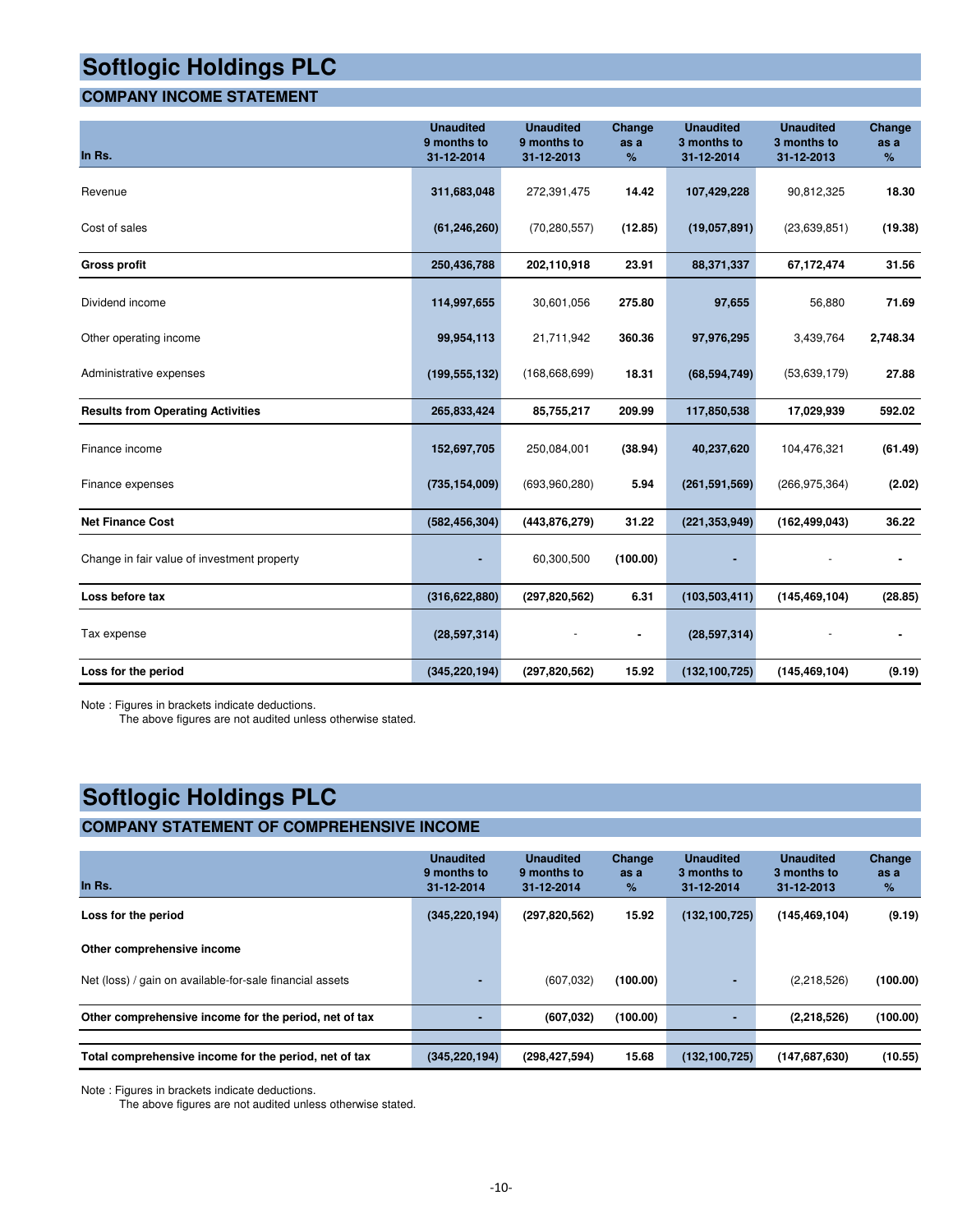# Softlogic Holdings PLC

## COMPANY INCOME STATEMENT

| In Rs. | Unaudited 9 months to 31-12-2014 | Unaudited 9 months to 31-12-2013 | Change as a % | Unaudited 3 months to 31-12-2014 | Unaudited 3 months to 31-12-2013 | Change as a % |
|---|---|---|---|---|---|---|
| Revenue | **311,683,048** | 272,391,475 | **14.42** | **107,429,228** | 90,812,325 | **18.30** |
| Cost of sales | **(61,246,260)** | (70,280,557) | **(12.85)** | **(19,057,891)** | (23,639,851) | **(19.38)** |
| **Gross profit** | **250,436,788** | **202,110,918** | **23.91** | **88,371,337** | **67,172,474** | **31.56** |
| Dividend income | **114,997,655** | 30,601,056 | **275.80** | **97,655** | 56,880 | **71.69** |
| Other operating income | **99,954,113** | 21,711,942 | **360.36** | **97,976,295** | 3,439,764 | **2,748.34** |
| Administrative expenses | **(199,555,132)** | (168,668,699) | **18.31** | **(68,594,749)** | (53,639,179) | **27.88** |
| **Results from Operating Activities** | **265,833,424** | **85,755,217** | **209.99** | **117,850,538** | **17,029,939** | **592.02** |
| Finance income | **152,697,705** | 250,084,001 | **(38.94)** | **40,237,620** | 104,476,321 | **(61.49)** |
| Finance expenses | **(735,154,009)** | (693,960,280) | **5.94** | **(261,591,569)** | (266,975,364) | **(2.02)** |
| **Net Finance Cost** | **(582,456,304)** | **(443,876,279)** | **31.22** | **(221,353,949)** | **(162,499,043)** | **36.22** |
| Change in fair value of investment property | **-** | 60,300,500 | **(100.00)** | **-** | - | **-** |
| **Loss before tax** | **(316,622,880)** | **(297,820,562)** | **6.31** | **(103,503,411)** | **(145,469,104)** | **(28.85)** |
| Tax expense | **(28,597,314)** | - | **-** | **(28,597,314)** | - | **-** |
| **Loss for the period** | **(345,220,194)** | **(297,820,562)** | **15.92** | **(132,100,725)** | **(145,469,104)** | **(9.19)** |

Note : Figures in brackets indicate deductions.
The above figures are not audited unless otherwise stated.

# Softlogic Holdings PLC

## COMPANY STATEMENT OF COMPREHENSIVE INCOME

| In Rs. | Unaudited 9 months to 31-12-2014 | Unaudited 9 months to 31-12-2013 | Change as a % | Unaudited 3 months to 31-12-2014 | Unaudited 3 months to 31-12-2013 | Change as a % |
|---|---|---|---|---|---|---|
| **Loss for the period** | **(345,220,194)** | **(297,820,562)** | **15.92** | **(132,100,725)** | **(145,469,104)** | **(9.19)** |
| **Other comprehensive income** | | | | | | |
| Net (loss) / gain on available-for-sale financial assets | **-** | (607,032) | **(100.00)** | **-** | (2,218,526) | **(100.00)** |
| **Other comprehensive income for the period, net of tax** | **-** | **(607,032)** | **(100.00)** | **-** | **(2,218,526)** | **(100.00)** |
| **Total comprehensive income for the period, net of tax** | **(345,220,194)** | **(298,427,594)** | **15.68** | **(132,100,725)** | **(147,687,630)** | **(10.55)** |

Note : Figures in brackets indicate deductions.
The above figures are not audited unless otherwise stated.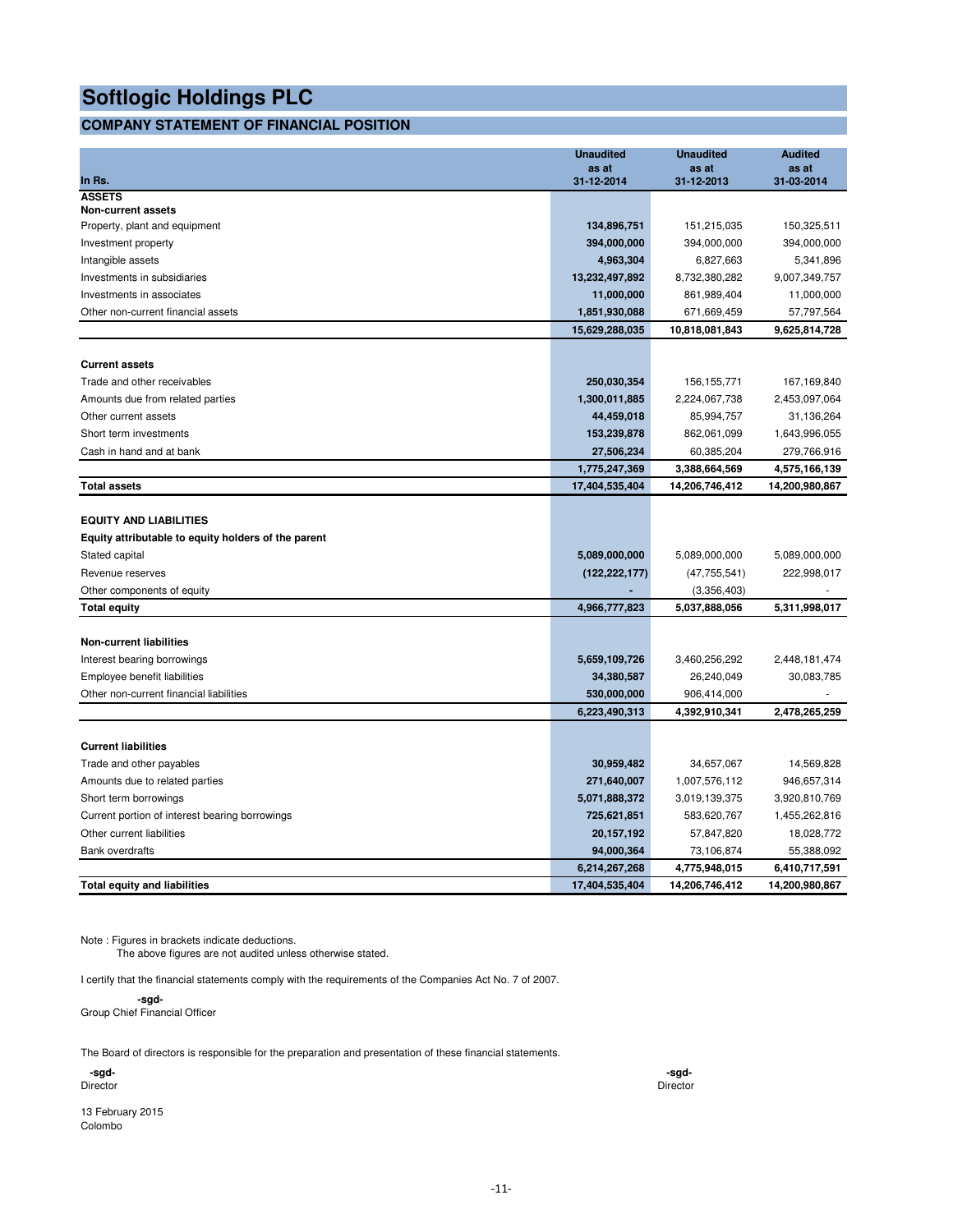# Softlogic Holdings PLC

## COMPANY STATEMENT OF FINANCIAL POSITION

| In Rs. | Unaudited as at 31-12-2014 | Unaudited as at 31-12-2013 | Audited as at 31-03-2014 |
|---|---|---|---|
| **ASSETS** | | | |
| **Non-current assets** | | | |
| Property, plant and equipment | **134,896,751** | 151,215,035 | 150,325,511 |
| Investment property | **394,000,000** | 394,000,000 | 394,000,000 |
| Intangible assets | **4,963,304** | 6,827,663 | 5,341,896 |
| Investments in subsidiaries | **13,232,497,892** | 8,732,380,282 | 9,007,349,757 |
| Investments in associates | **11,000,000** | 861,989,404 | 11,000,000 |
| Other non-current financial assets | **1,851,930,088** | 671,669,459 | 57,797,564 |
| | **15,629,288,035** | **10,818,081,843** | **9,625,814,728** |
| **Current assets** | | | |
| Trade and other receivables | **250,030,354** | 156,155,771 | 167,169,840 |
| Amounts due from related parties | **1,300,011,885** | 2,224,067,738 | 2,453,097,064 |
| Other current assets | **44,459,018** | 85,994,757 | 31,136,264 |
| Short term investments | **153,239,878** | 862,061,099 | 1,643,996,055 |
| Cash in hand and at bank | **27,506,234** | 60,385,204 | 279,766,916 |
| | **1,775,247,369** | **3,388,664,569** | **4,575,166,139** |
| **Total assets** | **17,404,535,404** | **14,206,746,412** | **14,200,980,867** |
| **EQUITY AND LIABILITIES** | | | |
| **Equity attributable to equity holders of the parent** | | | |
| Stated capital | **5,089,000,000** | 5,089,000,000 | 5,089,000,000 |
| Revenue reserves | **(122,222,177)** | (47,755,541) | 222,998,017 |
| Other components of equity | **-** | (3,356,403) | - |
| **Total equity** | **4,966,777,823** | **5,037,888,056** | **5,311,998,017** |
| **Non-current liabilities** | | | |
| Interest bearing borrowings | **5,659,109,726** | 3,460,256,292 | 2,448,181,474 |
| Employee benefit liabilities | **34,380,587** | 26,240,049 | 30,083,785 |
| Other non-current financial liabilities | **530,000,000** | 906,414,000 | - |
| | **6,223,490,313** | **4,392,910,341** | **2,478,265,259** |
| **Current liabilities** | | | |
| Trade and other payables | **30,959,482** | 34,657,067 | 14,569,828 |
| Amounts due to related parties | **271,640,007** | 1,007,576,112 | 946,657,314 |
| Short term borrowings | **5,071,888,372** | 3,019,139,375 | 3,920,810,769 |
| Current portion of interest bearing borrowings | **725,621,851** | 583,620,767 | 1,455,262,816 |
| Other current liabilities | **20,157,192** | 57,847,820 | 18,028,772 |
| Bank overdrafts | **94,000,364** | 73,106,874 | 55,388,092 |
| | **6,214,267,268** | **4,775,948,015** | **6,410,717,591** |
| **Total equity and liabilities** | **17,404,535,404** | **14,206,746,412** | **14,200,980,867** |

Note : Figures in brackets indicate deductions.
The above figures are not audited unless otherwise stated.

I certify that the financial statements comply with the requirements of the Companies Act No. 7 of 2007.

**-sgd-**
Group Chief Financial Officer

The Board of directors is responsible for the preparation and presentation of these financial statements.

**-sgd-**
Director

**-sgd-**
Director

13 February 2015
Colombo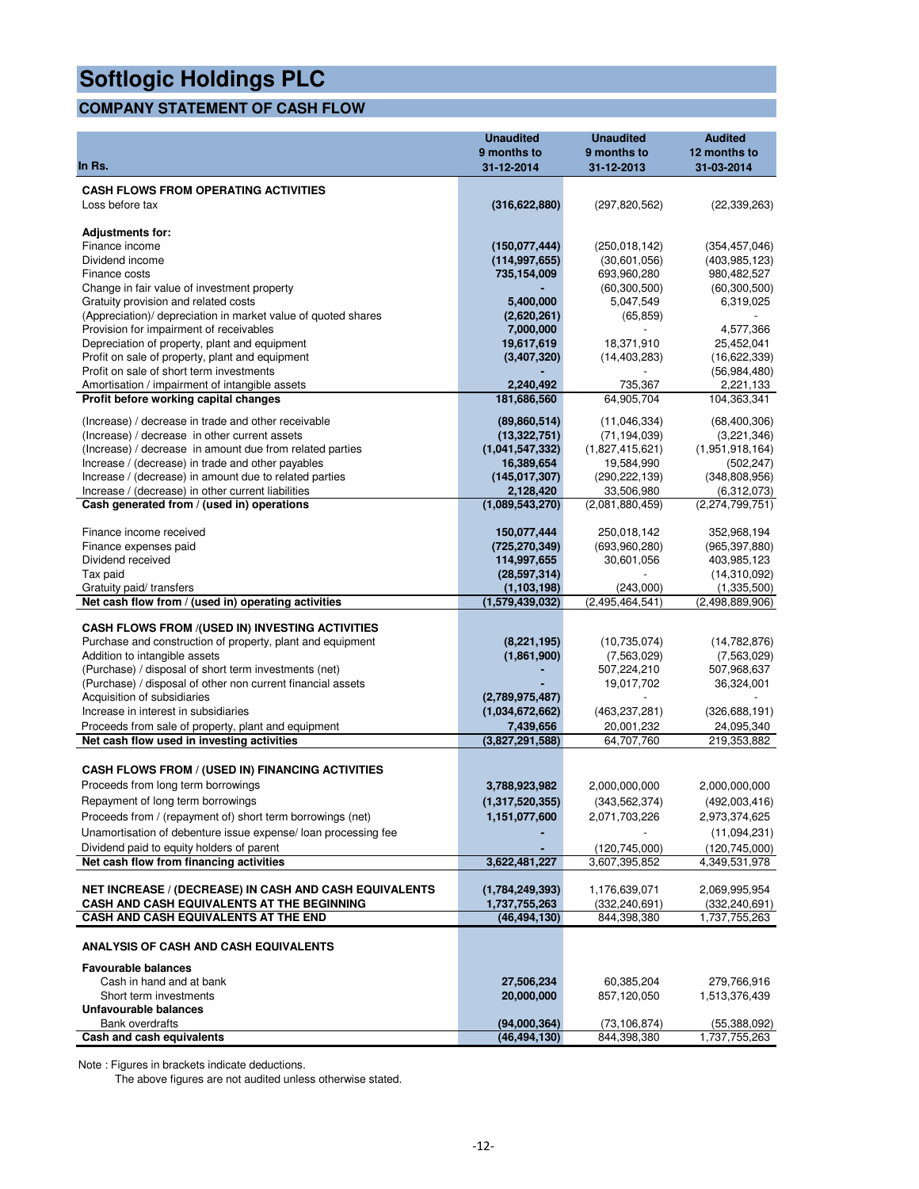# Softlogic Holdings PLC

## COMPANY STATEMENT OF CASH FLOW

| In Rs. | Unaudited 9 months to 31-12-2014 | Unaudited 9 months to 31-12-2013 | Audited 12 months to 31-03-2014 |
|---|---|---|---|
| **CASH FLOWS FROM OPERATING ACTIVITIES** | | | |
| Loss before tax | **(316,622,880)** | (297,820,562) | (22,339,263) |
| **Adjustments for:** | | | |
| Finance income | **(150,077,444)** | (250,018,142) | (354,457,046) |
| Dividend income | **(114,997,655)** | (30,601,056) | (403,985,123) |
| Finance costs | **735,154,009** | 693,960,280 | 980,482,527 |
| Change in fair value of investment property | **-** | (60,300,500) | (60,300,500) |
| Gratuity provision and related costs | **5,400,000** | 5,047,549 | 6,319,025 |
| (Appreciation)/ depreciation in market value of quoted shares | **(2,620,261)** | (65,859) | - |
| Provision for impairment of receivables | **7,000,000** | - | 4,577,366 |
| Depreciation of property, plant and equipment | **19,617,619** | 18,371,910 | 25,452,041 |
| Profit on sale of property, plant and equipment | **(3,407,320)** | (14,403,283) | (16,622,339) |
| Profit on sale of short term investments | **-** | - | (56,984,480) |
| Amortisation / impairment of intangible assets | **2,240,492** | 735,367 | 2,221,133 |
| **Profit before working capital changes** | **181,686,560** | 64,905,704 | 104,363,341 |
| (Increase) / decrease in trade and other receivable | **(89,860,514)** | (11,046,334) | (68,400,306) |
| (Increase) / decrease in other current assets | **(13,322,751)** | (71,194,039) | (3,221,346) |
| (Increase) / decrease in amount due from related parties | **(1,041,547,332)** | (1,827,415,621) | (1,951,918,164) |
| Increase / (decrease) in trade and other payables | **16,389,654** | 19,584,990 | (502,247) |
| Increase / (decrease) in amount due to related parties | **(145,017,307)** | (290,222,139) | (348,808,956) |
| Increase / (decrease) in other current liabilities | **2,128,420** | 33,506,980 | (6,312,073) |
| **Cash generated from / (used in) operations** | **(1,089,543,270)** | (2,081,880,459) | (2,274,799,751) |
| Finance income received | **150,077,444** | 250,018,142 | 352,968,194 |
| Finance expenses paid | **(725,270,349)** | (693,960,280) | (965,397,880) |
| Dividend received | **114,997,655** | 30,601,056 | 403,985,123 |
| Tax paid | **(28,597,314)** | - | (14,310,092) |
| Gratuity paid/ transfers | **(1,103,198)** | (243,000) | (1,335,500) |
| **Net cash flow from / (used in) operating activities** | **(1,579,439,032)** | (2,495,464,541) | (2,498,889,906) |
| **CASH FLOWS FROM /(USED IN) INVESTING ACTIVITIES** | | | |
| Purchase and construction of property, plant and equipment | **(8,221,195)** | (10,735,074) | (14,782,876) |
| Addition to intangible assets | **(1,861,900)** | (7,563,029) | (7,563,029) |
| (Purchase) / disposal of short term investments (net) | **-** | 507,224,210 | 507,968,637 |
| (Purchase) / disposal of other non current financial assets | **-** | 19,017,702 | 36,324,001 |
| Acquisition of subsidiaries | **(2,789,975,487)** | - | - |
| Increase in interest in subsidiaries | **(1,034,672,662)** | (463,237,281) | (326,688,191) |
| Proceeds from sale of property, plant and equipment | **7,439,656** | 20,001,232 | 24,095,340 |
| **Net cash flow used in investing activities** | **(3,827,291,588)** | 64,707,760 | 219,353,882 |
| **CASH FLOWS FROM / (USED IN) FINANCING ACTIVITIES** | | | |
| Proceeds from long term borrowings | **3,788,923,982** | 2,000,000,000 | 2,000,000,000 |
| Repayment of long term borrowings | **(1,317,520,355)** | (343,562,374) | (492,003,416) |
| Proceeds from / (repayment of) short term borrowings (net) | **1,151,077,600** | 2,071,703,226 | 2,973,374,625 |
| Unamortisation of debenture issue expense/ loan processing fee | **-** | - | (11,094,231) |
| Dividend paid to equity holders of parent | **-** | (120,745,000) | (120,745,000) |
| **Net cash flow from financing activities** | **3,622,481,227** | 3,607,395,852 | 4,349,531,978 |
| **NET INCREASE / (DECREASE) IN CASH AND CASH EQUIVALENTS** | **(1,784,249,393)** | 1,176,639,071 | 2,069,995,954 |
| **CASH AND CASH EQUIVALENTS AT THE BEGINNING** | **1,737,755,263** | (332,240,691) | (332,240,691) |
| **CASH AND CASH EQUIVALENTS AT THE END** | **(46,494,130)** | 844,398,380 | 1,737,755,263 |
| **ANALYSIS OF CASH AND CASH EQUIVALENTS** | | | |
| **Favourable balances** | | | |
| Cash in hand and at bank | **27,506,234** | 60,385,204 | 279,766,916 |
| Short term investments | **20,000,000** | 857,120,050 | 1,513,376,439 |
| **Unfavourable balances** | | | |
| Bank overdrafts | **(94,000,364)** | (73,106,874) | (55,388,092) |
| **Cash and cash equivalents** | **(46,494,130)** | 844,398,380 | 1,737,755,263 |

Note : Figures in brackets indicate deductions.
The above figures are not audited unless otherwise stated.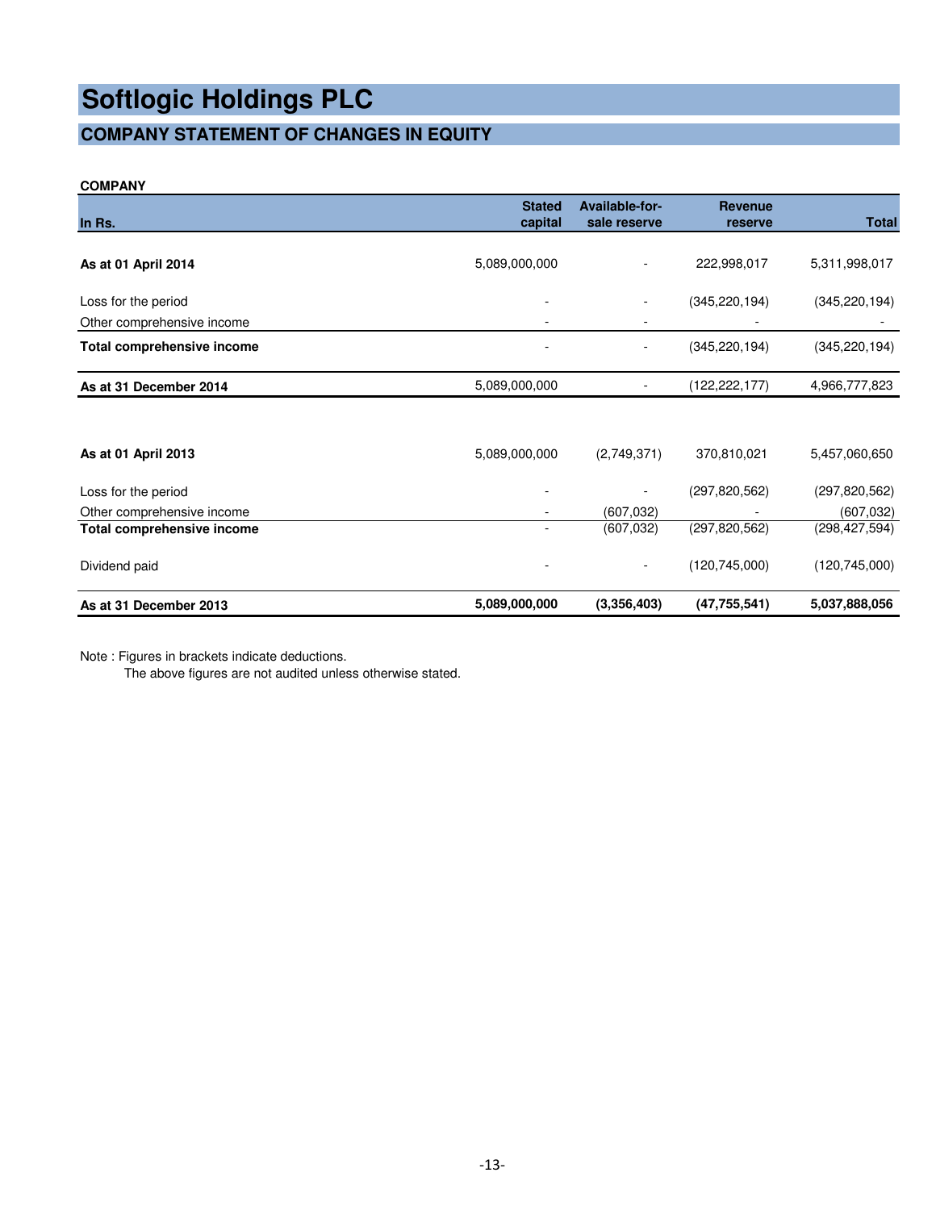# Softlogic Holdings PLC

## COMPANY STATEMENT OF CHANGES IN EQUITY

**COMPANY**

| In Rs. | Stated capital | Available-for-sale reserve | Revenue reserve | Total |
|---|---|---|---|---|
| **As at 01 April 2014** | 5,089,000,000 | - | 222,998,017 | 5,311,998,017 |
| Loss for the period | - | - | (345,220,194) | (345,220,194) |
| Other comprehensive income | - | - | - | - |
| **Total comprehensive income** | - | - | (345,220,194) | (345,220,194) |
| **As at 31 December 2014** | 5,089,000,000 | - | (122,222,177) | 4,966,777,823 |
| | | | | |
| **As at 01 April 2013** | 5,089,000,000 | (2,749,371) | 370,810,021 | 5,457,060,650 |
| Loss for the period | - | - | (297,820,562) | (297,820,562) |
| Other comprehensive income | - | (607,032) | - | (607,032) |
| **Total comprehensive income** | - | (607,032) | (297,820,562) | (298,427,594) |
| Dividend paid | - | - | (120,745,000) | (120,745,000) |
| **As at 31 December 2013** | **5,089,000,000** | **(3,356,403)** | **(47,755,541)** | **5,037,888,056** |

Note : Figures in brackets indicate deductions.
The above figures are not audited unless otherwise stated.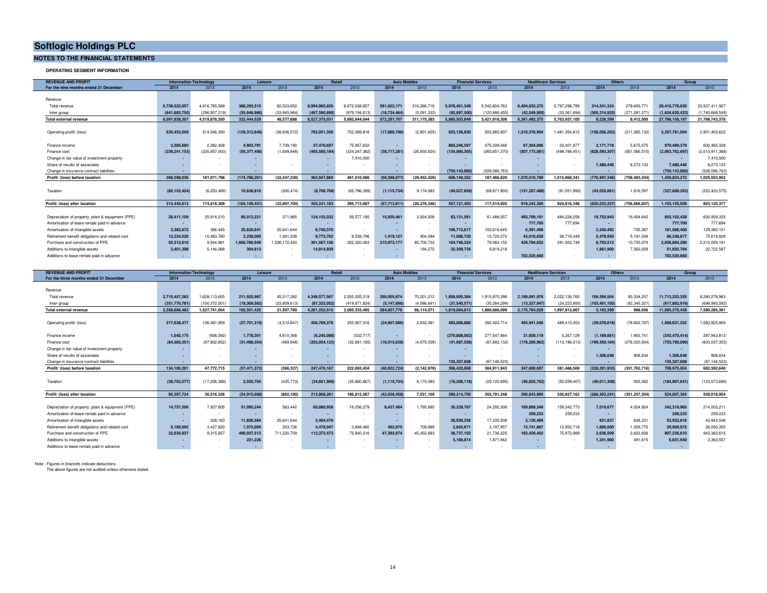# Softlogic Holdings PLC

## NOTES TO THE FINANCIAL STATEMENTS

### OPERATING SEGMENT INFORMATION

| REVENUE AND PROFIT | Information Technology | | Leisure | | Retail | | Auto Mobiles | | Financial Services | | Healthcare Services | | Others | | Group | |
|---|---|---|---|---|---|---|---|---|---|---|---|---|---|---|---|---|
| For the nine months ended 31 December | 2014 | 2013 | 2014 | 2013 | 2014 | 2013 | 2014 | 2013 | 2014 | 2013 | 2014 | 2013 | 2014 | 2013 | 2014 | 2013 |
| Revenue | | | | | | | | | | | | | | | | |
| Total revenue | 6,739,522,057 | 4,816,785,569 | 388,293,515 | 82,523,652 | 8,994,965,929 | 6,672,038,657 | 591,022,171 | 316,266,716 | 5,978,401,349 | 5,542,804,763 | 6,404,032,275 | 5,797,298,799 | 314,541,324 | 279,693,771 | 29,410,778,620 | 23,507,411,927 |
| Inter group | (641,683,750) | (296,907,219) | (55,848,986) | (33,945,964) | (467,590,898) | (979,194,613) | (18,734,464) | (5,091,333) | (92,897,500) | (120,886,455) | (42,549,900) | (33,361,694) | (305,314,925) | (271,281,271) | (1,624,620,423) | (1,740,668,549) |
| **Total external revenue** | 6,097,838,307 | 4,519,878,350 | 332,444,529 | 48,577,688 | 8,527,375,031 | 5,692,844,044 | 572,287,707 | 311,175,383 | 5,885,503,849 | 5,421,918,308 | 6,361,482,375 | 5,763,937,105 | 9,226,399 | 8,412,500 | 27,786,158,197 | 21,766,743,378 |
| Operating profit/ (loss) | 635,453,509 | 514,546,393 | (129,312,646) | (38,606,572) | 792,051,356 | 702,389,816 | (17,880,796) | (2,801,605) | 625,126,830 | 505,885,907 | 1,510,378,954 | 1,481,354,815 | (158,056,203) | (211,365,132) | 3,257,761,004 | 2,951,403,622 |
| Finance income | 2,385,680 | 2,382,408 | 4,903,791 | 7,709,190 | 37,476,697 | 75,957,632 | - | - | 865,246,597 | 475,339,046 | 67,304,896 | 33,401,977 | 2,171,718 | 5,675,075 | 979,489,379 | 600,465,328 |
| Finance cost | (239,241,153) | (335,857,003) | (50,377,406) | (1,649,848) | (465,580,184) | (324,247,362) | (38,717,281) | (26,650,824) | (134,080,305) | (265,651,370) | (507,173,061) | (498,788,451) | (628,593,307) | (561,066,510) | (2,063,762,697) | (2,013,911,368) |
| Change in fair value of investment property | - | - | - | - | - | 7,410,000 | - | - | - | - | - | - | - | - | - | 7,410,000 |
| Share of results of associates | - | - | - | - | - | - | - | - | - | - | - | - | 7,480,446 | 8,273,133 | 7,480,446 | 8,273,133 |
| Change in insurance contract liabilities | - | - | - | - | - | - | - | - | (750,143,860) | (528,086,763) | - | - | - | - | (750,143,860) | (528,086,763) |
| **Profit/ (loss) before taxation** | 398,598,036 | 181,071,798 | (174,786,261) | (32,547,230) | 363,947,869 | 461,510,086 | (56,598,077) | (29,452,429) | 606,149,262 | 187,486,820 | 1,070,510,789 | 1,015,968,341 | (776,997,346) | (758,483,434) | 1,430,824,272 | 1,025,553,952 |
| Taxation | (85,152,424) | (6,253,489) | 10,636,810 | (350,474) | (8,706,706) | (65,796,399) | (1,115,734) | 9,174,083 | (49,027,859) | (69,971,900) | (151,267,489) | (91,051,993) | (43,035,861) | 1,816,597 | (327,669,263) | (222,433,575) |
| **Profit/ (loss) after taxation** | 313,445,612 | 174,818,309 | (164,149,451) | (32,897,704) | 355,241,163 | 395,713,687 | (57,713,811) | (20,278,346) | 557,121,403 | 117,514,920 | 919,243,300 | 924,916,348 | (820,033,207) | (756,666,837) | 1,103,155,009 | 803,120,377 |
| Depreciation of property, plant & equipment (PPE) | 28,411,109 | 25,914,210 | 80,012,221 | 371,965 | 134,155,032 | 56,577,185 | 15,930,461 | 3,924,508 | 83,131,561 | 61,488,557 | 493,709,101 | 484,228,258 | 19,752,943 | 18,454,642 | 855,102,428 | 650,959,325 |
| Amortisation of lease rentals paid in advance | - | - | - | - | - | - | - | - | - | - | 777,700 | 777,694 | - | - | 777,700 | 777,694 |
| Amortisation of intangible assets | 3,382,872 | 386,445 | 35,620,641 | 25,641,644 | 6,740,370 | - | - | - | 106,712,617 | 102,616,645 | 6,391,408 | - | 2,240,492 | 735,367 | 161,088,400 | 129,380,101 |
| Retirement benefit obligations and related cost | 12,234,520 | 10,483,760 | 3,238,000 | 1,061,208 | 9,773,702 | 8,538,796 | 1,419,127 | 904,094 | 11,086,720 | 10,720,072 | 43,016,658 | 38,719,349 | 5,479,950 | 5,191,549 | 86,248,677 | 75,618,828 |
| Purchase and construction of PPE | 55,312,610 | 9,544,981 | 1,660,786,949 | 1,536,172,440 | 301,567,156 | 202,320,063 | 215,973,177 | 85,700,733 | 164,746,224 | 79,083,152 | 429,794,652 | 291,502,748 | 8,703,512 | 10,735,074 | 2,836,884,280 | 2,215,059,191 |
| Additions to intangible assets | 2,401,398 | 5,146,068 | 304,813 | - | 14,814,939 | - | - | 194,272 | 32,309,734 | 9,819,218 | - | - | 1,861,900 | 7,563,029 | 51,692,784 | 22,722,587 |
| Additions to lease rentals paid in advance | - | - | - | - | - | - | - | - | - | - | 702,520,660 | - | - | - | 702,520,660 | - |

| REVENUE AND PROFIT | Information Technology | | Leisure | | Retail | | Auto Mobiles | | Financial Services | | Healthcare Services | | Others | | Group | |
|---|---|---|---|---|---|---|---|---|---|---|---|---|---|---|---|---|
| For the three months ended 31 December | 2014 | 2013 | 2014 | 2013 | 2014 | 2013 | 2014 | 2013 | 2014 | 2013 | 2014 | 2013 | 2014 | 2013 | 2014 | 2013 |
| Revenue | | | | | | | | | | | | | | | | |
| Total revenue | 2,710,457,263 | 1,628,113,655 | 211,920,987 | 45,317,382 | 4,348,577,567 | 2,505,205,319 | 290,005,674 | 70,201,212 | 1,856,605,384 | 1,915,970,398 | 2,189,091,976 | 2,022,136,760 | 106,594,504 | 93,334,257 | 11,713,253,355 | 8,280,278,983 |
| Inter group | (351,770,781) | (100,372,001) | (19,369,562) | (23,809,613) | (87,325,052) | (419,871,824) | (5,147,898) | (4,086,641) | (37,540,571) | (35,284,299) | (13,327,947) | (24,223,893) | (103,401,105) | (92,345,321) | (617,882,916) | (699,993,592) |
| **Total external revenue** | 2,358,686,482 | 1,527,741,654 | 192,551,425 | 21,507,769 | 4,261,252,515 | 2,085,333,495 | 284,857,776 | 66,114,571 | 1,819,064,813 | 1,880,686,099 | 2,175,764,029 | 1,997,912,867 | 3,193,399 | 988,936 | 11,095,370,439 | 7,580,285,391 |
| Operating profit/ (loss) | 217,638,477 | 136,481,959 | (27,751,319) | (4,510,847) | 456,769,376 | 255,907,316 | (24,907,086) | 2,832,061 | 483,008,880 | 282,402,714 | 493,941,540 | 489,415,453 | (29,078,616) | (78,602,787) | 1,569,621,252 | 1,083,925,869 |
| Finance income | 1,045,175 | (906,592) | 1,778,301 | 4,614,368 | (6,245,086) | (532,717) | - | - | (270,808,062) | 277,547,884 | 31,929,119 | 5,267,129 | (1,169,861) | 1,953,741 | (243,470,414) | 287,943,813 |
| Finance cost | (84,583,351) | (87,802,652) | (31,498,354) | (469,848) | (203,054,123) | (32,681,165) | (16,015,638) | (4,975,039) | (41,087,558) | (87,892,132) | (178,200,962) | (113,196,013) | (199,350,104) | (276,020,504) | (753,790,090) | (603,037,353) |
| Change in fair value of investment property | - | - | - | - | - | - | - | - | - | - | - | - | - | - | - | - |
| Share of results of associates | - | - | - | - | - | - | - | - | - | - | - | - | 1,306,648 | 906,834 | 1,306,648 | 906,834 |
| Change in insurance contract liabilities | - | - | - | - | - | - | - | - | 135,307,608 | (87,146,523) | - | - | - | - | 135,307,608 | (87,146,523) |
| **Profit/ (loss) before taxation** | 134,100,301 | 47,772,715 | (57,471,372) | (366,327) | 247,470,167 | 222,693,434 | (40,922,724) | (2,142,978) | 306,420,868 | 384,911,943 | 347,669,697 | 381,486,569 | (228,291,933) | (351,762,716) | 708,975,004 | 682,592,640 |
| Taxation | (38,702,577) | (17,256,389) | 2,555,704 | (435,773) | (34,661,906) | (35,880,867) | (1,115,734) | 9,174,083 | (16,206,118) | (29,120,695) | (56,825,702) | (50,559,407) | (40,011,308) | 505,362 | (184,967,641) | (123,573,686) |
| **Profit/ (loss) after taxation** | 95,397,724 | 30,516,326 | (54,915,668) | (802,100) | 212,808,261 | 186,812,567 | (42,038,458) | 7,031,105 | 290,214,750 | 355,791,248 | 290,843,995 | 330,927,162 | (268,303,241) | (351,257,354) | 524,007,363 | 559,018,954 |
| Depreciation of property, plant & equipment (PPE) | 14,757,506 | 7,927,805 | 51,095,244 | 563,442 | 60,880,938 | 16,056,279 | 8,437,484 | 1,795,680 | 30,229,767 | 24,292,308 | 169,899,349 | 159,342,773 | 7,019,677 | 4,024,924 | 342,319,965 | 214,003,211 |
| Amortisation of lease rentals paid in advance | - | - | - | - | - | - | - | - | - | - | 259,233 | 259,233 | - | - | 259,233 | 259,233 |
| Amortisation of intangible assets | - | 328,163 | 11,826,584 | 25,641,644 | 2,404,470 | - | - | - | 36,939,256 | 17,335,508 | 2,130,469 | - | 631,837 | 638,231 | 53,932,616 | 43,943,546 |
| Retirement benefit obligations and related cost | 5,169,592 | 3,427,820 | 1,572,000 | 353,736 | 4,478,047 | 3,848,460 | 482,875 | 709,889 | 2,655,671 | 3,197,957 | 13,741,887 | 12,952,718 | 1,800,000 | 1,559,775 | 29,900,072 | 26,050,355 |
| Purchase and construction of PPE | 32,630,937 | 9,315,857 | 490,037,513 | 711,220,709 | 112,372,473 | 75,840,316 | 47,392,674 | 45,452,683 | 38,737,102 | 21,736,225 | 183,429,402 | 75,972,989 | 2,636,509 | 2,823,836 | 907,236,610 | 942,362,615 |
| Additions to intangible assets | - | - | 221,226 | - | - | - | - | - | 5,168,814 | 1,871,942 | - | - | 1,241,900 | 491,615 | 6,631,940 | 2,363,557 |
| Additions to lease rentals paid in advance | - | - | - | - | - | - | - | - | - | - | - | - | - | - | - | - |

Note : Figures in brackets indicate deductions.
The above figures are not audited unless otherwise stated.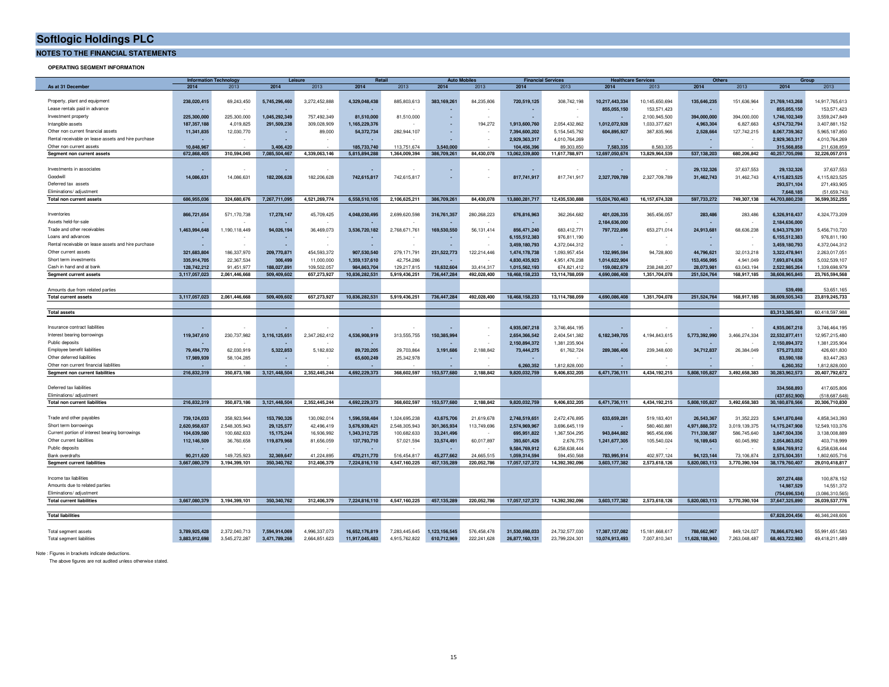# Softlogic Holdings PLC

## NOTES TO THE FINANCIAL STATEMENTS

### OPERATING SEGMENT INFORMATION

| As at 31 December | Information Technology | | Leisure | | Retail | | Auto Mobiles | | Financial Services | | Healthcare Services | | Others | | Group | |
|---|---|---|---|---|---|---|---|---|---|---|---|---|---|---|---|---|
| | 2014 | 2013 | 2014 | 2013 | 2014 | 2013 | 2014 | 2013 | 2014 | 2013 | 2014 | 2013 | 2014 | 2013 | 2014 | 2013 |
| Property, plant and equipment | 238,020,415 | 69,243,450 | 5,745,296,460 | 3,272,452,888 | 4,329,048,438 | 885,803,613 | 383,169,261 | 84,235,806 | 720,519,125 | 308,742,198 | 10,217,443,334 | 10,145,650,694 | 135,646,235 | 151,636,964 | 21,769,143,268 | 14,917,765,613 |
| Lease rentals paid in advance | - | - | - | - | - | - | - | - | - | - | 855,055,150 | 153,571,423 | - | - | 855,055,150 | 153,571,423 |
| Investment property | 225,300,000 | 225,300,000 | 1,045,292,349 | 757,492,349 | 81,510,000 | 81,510,000 | - | - | - | - | - | 2,100,945,500 | 394,000,000 | 394,000,000 | 1,746,102,349 | 3,559,247,849 |
| Intangible assets | 187,357,188 | 4,019,825 | 291,509,238 | 309,028,909 | 1,165,229,376 | - | - | 194,272 | 1,913,600,760 | 2,054,432,862 | 1,012,072,928 | 1,033,377,621 | 4,963,304 | 6,827,663 | 4,574,732,794 | 3,407,881,152 |
| Other non current financial assets | 11,341,835 | 12,030,770 | - | 89,000 | 54,372,734 | 282,944,107 | - | - | 7,394,600,202 | 5,154,545,792 | 604,895,927 | 387,835,966 | 2,528,664 | 127,742,215 | 8,067,739,362 | 5,965,187,850 |
| Rental receivable on lease assets and hire purchase | - | - | - | - | - | - | - | - | 2,929,363,317 | 4,010,764,269 | - | - | - | - | 2,929,363,317 | 4,010,764,269 |
| Other non current assets | 10,848,967 | - | 3,406,420 | - | 185,733,740 | 113,751,674 | 3,540,000 | - | 104,456,396 | 89,303,850 | 7,583,335 | 8,583,335 | - | - | 315,568,858 | 211,638,859 |
| **Segment non current assets** | **672,868,405** | **310,594,045** | **7,085,504,467** | **4,339,063,146** | **5,815,894,288** | **1,364,009,394** | **386,709,261** | **84,430,078** | **13,062,539,800** | **11,617,788,971** | **12,697,050,674** | **13,829,964,539** | **537,138,203** | **680,206,842** | **40,257,705,098** | **32,226,057,015** |
| Investments in associates | - | - | - | - | - | - | - | - | - | - | - | - | 29,132,326 | 37,637,553 | 29,132,326 | 37,637,553 |
| Goodwill | 14,086,631 | 14,086,631 | 182,206,628 | 182,206,628 | 742,615,817 | 742,615,817 | - | - | 817,741,917 | 817,741,917 | 2,327,709,789 | 2,327,709,789 | 31,462,743 | 31,462,743 | 4,115,823,525 | 4,115,823,525 |
| Deferred tax assets | | | | | | | | | | | | | | | 293,571,104 | 271,493,905 |
| Eliminations/ adjustment | | | | | | | | | | | | | | | 7,648,185 | (51,659,743) |
| **Total non current assets** | **686,955,036** | **324,680,676** | **7,267,711,095** | **4,521,269,774** | **6,558,510,105** | **2,106,625,211** | **386,709,261** | **84,430,078** | **13,880,281,717** | **12,435,530,888** | **15,024,760,463** | **16,157,674,328** | **597,733,272** | **749,307,138** | **44,703,880,238** | **36,599,352,255** |
| Inventories | 866,721,654 | 571,170,738 | 17,278,147 | 45,709,425 | 4,048,030,495 | 2,699,620,598 | 316,761,357 | 280,268,223 | 676,816,963 | 362,264,682 | 401,026,335 | 365,456,057 | 283,486 | 283,486 | 6,326,918,437 | 4,324,773,209 |
| Assets held-for-sale | - | - | - | - | - | - | - | - | - | - | 2,184,636,000 | - | - | - | 2,184,636,000 | - |
| Trade and other receivables | 1,463,994,648 | 1,190,118,449 | 94,026,194 | 36,469,073 | 3,536,720,182 | 2,768,671,761 | 169,530,550 | 56,131,414 | 856,471,240 | 683,412,771 | 797,722,896 | 653,271,014 | 24,913,681 | 68,636,238 | 6,943,379,391 | 5,456,710,720 |
| Loans and advances | - | - | - | - | - | - | - | - | 6,155,512,383 | 976,811,190 | - | - | - | - | 6,155,512,383 | 976,811,190 |
| Rental receivable on lease assets and hire purchase | - | - | - | - | - | - | - | - | 3,459,180,793 | 4,372,044,312 | - | - | - | - | 3,459,180,793 | 4,372,044,312 |
| Other current assets | 321,683,804 | 186,337,970 | 209,770,871 | 454,593,372 | 907,530,540 | 279,171,791 | 231,522,773 | 122,214,446 | 1,474,178,738 | 1,093,957,454 | 132,995,594 | 94,728,800 | 44,796,621 | 32,013,218 | 3,322,478,941 | 2,263,017,051 |
| Short term investments | 335,914,705 | 22,367,534 | 306,499 | 11,000,000 | 1,359,137,610 | 42,754,286 | - | - | 4,830,435,923 | 4,951,476,238 | 1,014,622,904 | - | 153,456,995 | 4,941,049 | 7,693,874,636 | 5,032,539,107 |
| Cash in hand and at bank | 128,742,212 | 91,451,977 | 188,027,891 | 109,502,057 | 984,863,704 | 129,217,815 | 18,632,604 | 33,414,317 | 1,015,562,193 | 674,821,412 | 159,082,679 | 238,248,207 | 28,073,981 | 63,043,194 | 2,522,985,264 | 1,339,698,979 |
| **Segment current assets** | **3,117,057,023** | **2,061,446,668** | **509,409,602** | **657,273,927** | **10,836,282,531** | **5,919,436,251** | **736,447,284** | **492,028,400** | **18,468,158,233** | **13,114,788,059** | **4,690,086,408** | **1,351,704,078** | **251,524,764** | **168,917,185** | **38,608,965,845** | **23,765,594,568** |
| Amounts due from related parties | | | | | | | | | | | | | | | 539,498 | 53,651,165 |
| **Total current assets** | **3,117,057,023** | **2,061,446,668** | **509,409,602** | **657,273,927** | **10,836,282,531** | **5,919,436,251** | **736,447,284** | **492,028,400** | **18,468,158,233** | **13,114,788,059** | **4,690,086,408** | **1,351,704,078** | **251,524,764** | **168,917,185** | **38,609,505,343** | **23,819,245,733** |
| **Total assets** | | | | | | | | | | | | | | | **83,313,385,581** | **60,418,597,988** |
| Insurance contract liabilities | - | - | - | - | - | - | - | - | 4,935,067,218 | 3,746,464,195 | - | - | - | - | 4,935,067,218 | 3,746,464,195 |
| Interest bearing borrowings | 119,347,610 | 230,737,982 | 3,116,125,651 | 2,347,262,412 | 4,536,908,919 | 313,555,755 | 150,385,994 | - | 2,654,366,542 | 2,404,541,382 | 6,182,349,705 | 4,194,843,615 | 5,773,392,990 | 3,466,274,334 | 22,532,877,411 | 12,957,215,480 |
| Public deposits | - | - | - | - | - | - | - | - | 2,150,894,372 | 1,381,235,904 | - | - | - | - | 2,150,894,372 | 1,381,235,904 |
| Employee benefit liabilities | 79,494,770 | 62,030,919 | 5,322,853 | 5,182,832 | 89,720,205 | 29,703,864 | 3,191,686 | 2,188,842 | 73,444,275 | 61,762,724 | 289,386,406 | 239,348,600 | 34,712,837 | 26,384,049 | 575,273,032 | 426,601,830 |
| Other deferred liabilities | 17,989,939 | 58,104,285 | - | - | 65,600,249 | 25,342,978 | - | - | - | - | - | - | - | - | 83,590,188 | 83,447,263 |
| Other non current financial liabilities | - | - | - | - | - | - | - | - | 6,260,352 | 1,812,828,000 | - | - | - | - | 6,260,352 | 1,812,828,000 |
| **Segment non current liabilities** | **216,832,319** | **350,873,186** | **3,121,448,504** | **2,352,445,244** | **4,692,229,373** | **368,602,597** | **153,577,680** | **2,188,842** | **9,820,032,759** | **9,406,832,205** | **6,471,736,111** | **4,434,192,215** | **5,808,105,827** | **3,492,658,383** | **30,283,962,573** | **20,407,792,672** |
| Deferred tax liabilities | | | | | | | | | | | | | | | 334,568,893 | 417,605,806 |
| Eliminations/ adjustment | | | | | | | | | | | | | | | (437,652,900) | (518,687,648) |
| **Total non current liabilities** | **216,832,319** | **350,873,186** | **3,121,448,504** | **2,352,445,244** | **4,692,229,373** | **368,602,597** | **153,577,680** | **2,188,842** | **9,820,032,759** | **9,406,832,205** | **6,471,736,111** | **4,434,192,215** | **5,808,105,827** | **3,492,658,383** | **30,180,878,566** | **20,306,710,830** |
| Trade and other payables | 739,124,033 | 358,923,944 | 153,790,326 | 130,092,014 | 1,596,558,484 | 1,324,695,238 | 43,675,706 | 21,619,678 | 2,748,519,651 | 2,472,476,895 | 633,659,281 | 519,183,401 | 26,543,367 | 31,352,223 | 5,941,870,848 | 4,858,343,393 |
| Short term borrowings | 2,620,958,637 | 2,548,305,943 | 29,125,577 | 42,496,419 | 3,676,939,421 | 2,548,305,943 | 301,365,934 | 113,749,696 | 2,574,969,967 | 3,696,645,119 | - | 580,460,881 | 4,971,888,372 | 3,019,139,375 | 14,175,247,908 | 12,549,103,376 |
| Current portion of interest bearing borrowings | 104,639,580 | 100,682,633 | 15,175,244 | 16,936,992 | 1,343,312,725 | 100,682,633 | 33,241,496 | - | 695,951,822 | 1,367,504,295 | 943,844,882 | 965,456,696 | 711,338,587 | 586,745,640 | 3,847,504,336 | 3,138,008,889 |
| Other current liabilities | 112,146,509 | 36,760,658 | 119,879,968 | 81,656,059 | 137,793,710 | 57,021,594 | 33,574,491 | 60,017,897 | 393,601,426 | 2,676,775 | 1,241,677,305 | 105,540,024 | 16,189,643 | 60,045,992 | 2,054,863,052 | 403,718,999 |
| Public deposits | - | - | - | - | - | - | - | - | 9,584,769,912 | 6,258,638,444 | - | - | - | - | 9,584,769,912 | 6,258,638,444 |
| Bank overdrafts | 90,211,620 | 149,725,923 | 32,369,647 | 41,224,895 | 470,211,770 | 516,454,817 | 45,277,662 | 24,665,515 | 1,059,314,594 | 594,450,568 | 783,995,914 | 402,977,124 | 94,123,144 | 73,106,874 | 2,575,504,351 | 1,802,605,716 |
| **Segment current liabilities** | **3,667,080,379** | **3,194,399,101** | **350,340,762** | **312,406,379** | **7,224,816,110** | **4,547,160,225** | **457,135,289** | **220,052,786** | **17,057,127,372** | **14,392,392,096** | **3,603,177,382** | **2,573,618,126** | **5,820,083,113** | **3,770,390,104** | **38,179,760,407** | **29,010,418,817** |
| Income tax liabilities | | | | | | | | | | | | | | | 207,274,488 | 100,878,152 |
| Amounts due to related parties | | | | | | | | | | | | | | | 14,987,529 | 14,551,372 |
| Eliminations/ adjustment | | | | | | | | | | | | | | | (754,696,534) | (3,086,310,565) |
| **Total current liabilities** | **3,667,080,379** | **3,194,399,101** | **350,340,762** | **312,406,379** | **7,224,816,110** | **4,547,160,225** | **457,135,289** | **220,052,786** | **17,057,127,372** | **14,392,392,096** | **3,603,177,382** | **2,573,618,126** | **5,820,083,113** | **3,770,390,104** | **37,647,325,890** | **26,039,537,776** |
| **Total liabilities** | | | | | | | | | | | | | | | **67,828,204,456** | **46,346,248,606** |
| Total segment assets | 3,789,925,428 | 2,372,040,713 | 7,594,914,069 | 4,996,337,073 | 16,652,176,819 | 7,283,445,645 | 1,123,156,545 | 576,458,478 | 31,530,698,033 | 24,732,577,030 | 17,387,137,082 | 15,181,668,617 | 788,662,967 | 849,124,027 | 78,866,670,943 | 55,991,651,583 |
| Total segment liabilities | 3,883,912,698 | 3,545,272,287 | 3,471,789,266 | 2,664,851,623 | 11,917,045,483 | 4,915,762,822 | 610,712,969 | 222,241,628 | 26,877,160,131 | 23,799,224,301 | 10,074,913,493 | 7,007,810,341 | 11,628,188,940 | 7,263,048,487 | 68,463,722,980 | 49,418,211,489 |

Note : Figures in brackets indicate deductions.

The above figures are not audited unless otherwise stated.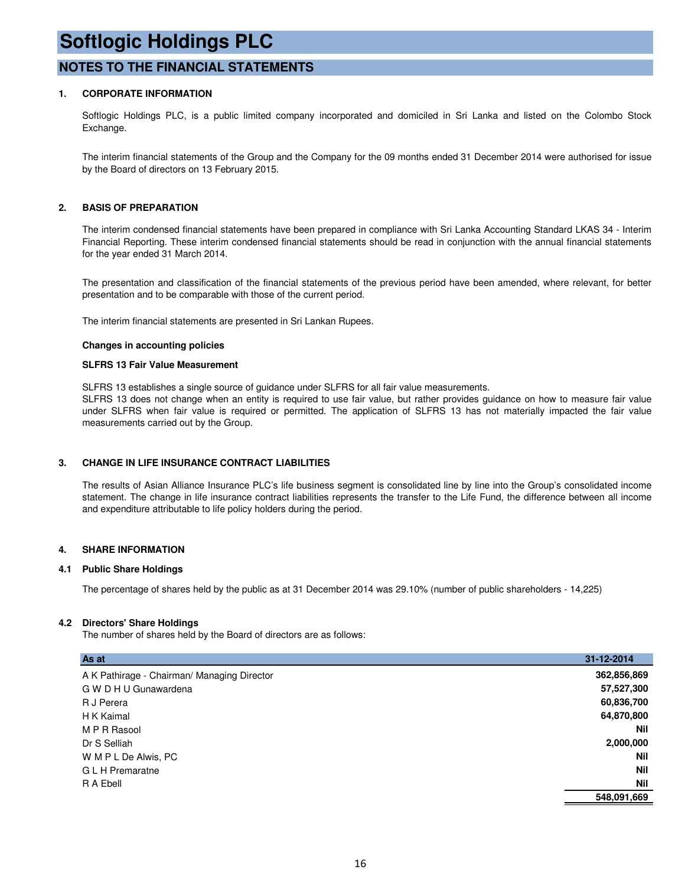# Softlogic Holdings PLC

## NOTES TO THE FINANCIAL STATEMENTS

### 1. CORPORATE INFORMATION

Softlogic Holdings PLC, is a public limited company incorporated and domiciled in Sri Lanka and listed on the Colombo Stock Exchange.

The interim financial statements of the Group and the Company for the 09 months ended 31 December 2014 were authorised for issue by the Board of directors on 13 February 2015.

### 2. BASIS OF PREPARATION

The interim condensed financial statements have been prepared in compliance with Sri Lanka Accounting Standard LKAS 34 - Interim Financial Reporting. These interim condensed financial statements should be read in conjunction with the annual financial statements for the year ended 31 March 2014.

The presentation and classification of the financial statements of the previous period have been amended, where relevant, for better presentation and to be comparable with those of the current period.

The interim financial statements are presented in Sri Lankan Rupees.

**Changes in accounting policies**

**SLFRS 13 Fair Value Measurement**

SLFRS 13 establishes a single source of guidance under SLFRS for all fair value measurements.
SLFRS 13 does not change when an entity is required to use fair value, but rather provides guidance on how to measure fair value under SLFRS when fair value is required or permitted. The application of SLFRS 13 has not materially impacted the fair value measurements carried out by the Group.

### 3. CHANGE IN LIFE INSURANCE CONTRACT LIABILITIES

The results of Asian Alliance Insurance PLC's life business segment is consolidated line by line into the Group's consolidated income statement. The change in life insurance contract liabilities represents the transfer to the Life Fund, the difference between all income and expenditure attributable to life policy holders during the period.

### 4. SHARE INFORMATION

#### 4.1 Public Share Holdings

The percentage of shares held by the public as at 31 December 2014 was 29.10% (number of public shareholders - 14,225)

#### 4.2 Directors' Share Holdings

The number of shares held by the Board of directors are as follows:

| As at | 31-12-2014 |
|---|---|
| A K Pathirage - Chairman/ Managing Director | 362,856,869 |
| G W D H U Gunawardena | 57,527,300 |
| R J Perera | 60,836,700 |
| H K Kaimal | 64,870,800 |
| M P R Rasool | Nil |
| Dr S Selliah | 2,000,000 |
| W M P L De Alwis, PC | Nil |
| G L H Premaratne | Nil |
| R A Ebell | Nil |
| | 548,091,669 |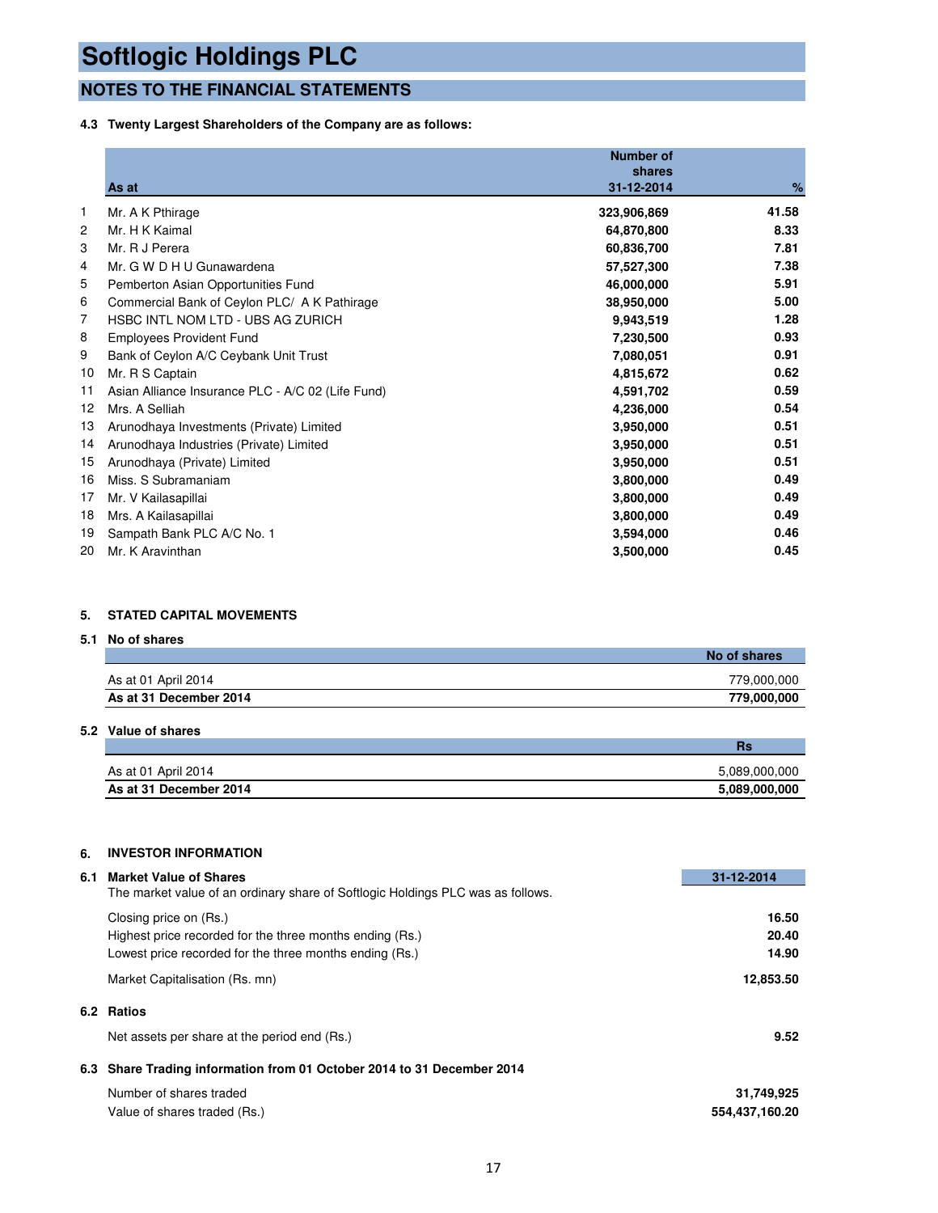# Softlogic Holdings PLC

## NOTES TO THE FINANCIAL STATEMENTS

**4.3 Twenty Largest Shareholders of the Company are as follows:**

| | As at | Number of shares 31-12-2014 | % |
|---|---|---|---|
| 1 | Mr. A K Pthirage | 323,906,869 | 41.58 |
| 2 | Mr. H K Kaimal | 64,870,800 | 8.33 |
| 3 | Mr. R J Perera | 60,836,700 | 7.81 |
| 4 | Mr. G W D H U Gunawardena | 57,527,300 | 7.38 |
| 5 | Pemberton Asian Opportunities Fund | 46,000,000 | 5.91 |
| 6 | Commercial Bank of Ceylon PLC/ A K Pathirage | 38,950,000 | 5.00 |
| 7 | HSBC INTL NOM LTD - UBS AG ZURICH | 9,943,519 | 1.28 |
| 8 | Employees Provident Fund | 7,230,500 | 0.93 |
| 9 | Bank of Ceylon A/C Ceybank Unit Trust | 7,080,051 | 0.91 |
| 10 | Mr. R S Captain | 4,815,672 | 0.62 |
| 11 | Asian Alliance Insurance PLC - A/C 02 (Life Fund) | 4,591,702 | 0.59 |
| 12 | Mrs. A Selliah | 4,236,000 | 0.54 |
| 13 | Arunodhaya Investments (Private) Limited | 3,950,000 | 0.51 |
| 14 | Arunodhaya Industries (Private) Limited | 3,950,000 | 0.51 |
| 15 | Arunodhaya (Private) Limited | 3,950,000 | 0.51 |
| 16 | Miss. S Subramaniam | 3,800,000 | 0.49 |
| 17 | Mr. V Kailasapillai | 3,800,000 | 0.49 |
| 18 | Mrs. A Kailasapillai | 3,800,000 | 0.49 |
| 19 | Sampath Bank PLC A/C No. 1 | 3,594,000 | 0.46 |
| 20 | Mr. K Aravinthan | 3,500,000 | 0.45 |

### 5. STATED CAPITAL MOVEMENTS

**5.1 No of shares**

| | No of shares |
|---|---|
| As at 01 April 2014 | 779,000,000 |
| **As at 31 December 2014** | **779,000,000** |

**5.2 Value of shares**

| | Rs |
|---|---|
| As at 01 April 2014 | 5,089,000,000 |
| **As at 31 December 2014** | **5,089,000,000** |

### 6. INVESTOR INFORMATION

**6.1 Market Value of Shares**

The market value of an ordinary share of Softlogic Holdings PLC was as follows.

| | 31-12-2014 |
|---|---|
| Closing price on (Rs.) | 16.50 |
| Highest price recorded for the three months ending (Rs.) | 20.40 |
| Lowest price recorded for the three months ending (Rs.) | 14.90 |
| Market Capitalisation (Rs. mn) | 12,853.50 |

**6.2 Ratios**

| | |
|---|---|
| Net assets per share at the period end (Rs.) | 9.52 |

**6.3 Share Trading information from 01 October 2014 to 31 December 2014**

| | |
|---|---|
| Number of shares traded | 31,749,925 |
| Value of shares traded (Rs.) | 554,437,160.20 |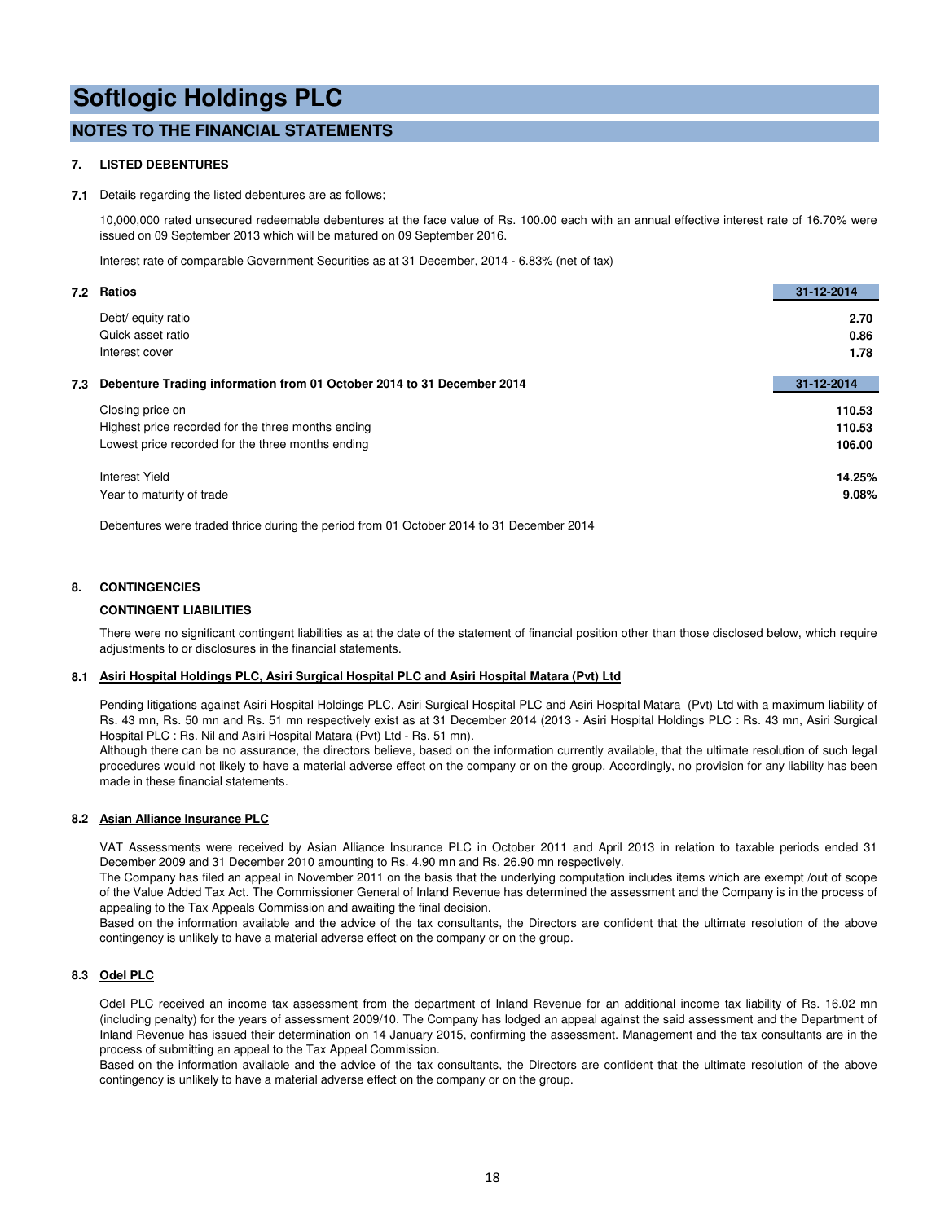# Softlogic Holdings PLC

## NOTES TO THE FINANCIAL STATEMENTS

### 7. LISTED DEBENTURES

**7.1** Details regarding the listed debentures are as follows;

10,000,000 rated unsecured redeemable debentures at the face value of Rs. 100.00 each with an annual effective interest rate of 16.70% were issued on 09 September 2013 which will be matured on 09 September 2016.

Interest rate of comparable Government Securities as at 31 December, 2014 - 6.83% (net of tax)

**7.2 Ratios**

| | 31-12-2014 |
|---|---|
| Debt/ equity ratio | **2.70** |
| Quick asset ratio | **0.86** |
| Interest cover | **1.78** |

**7.3 Debenture Trading information from 01 October 2014 to 31 December 2014**

| | 31-12-2014 |
|---|---|
| Closing price on | **110.53** |
| Highest price recorded for the three months ending | **110.53** |
| Lowest price recorded for the three months ending | **106.00** |
| Interest Yield | **14.25%** |
| Year to maturity of trade | **9.08%** |

Debentures were traded thrice during the period from 01 October 2014 to 31 December 2014

### 8. CONTINGENCIES

**CONTINGENT LIABILITIES**

There were no significant contingent liabilities as at the date of the statement of financial position other than those disclosed below, which require adjustments to or disclosures in the financial statements.

**8.1 Asiri Hospital Holdings PLC, Asiri Surgical Hospital PLC and Asiri Hospital Matara (Pvt) Ltd**

Pending litigations against Asiri Hospital Holdings PLC, Asiri Surgical Hospital PLC and Asiri Hospital Matara (Pvt) Ltd with a maximum liability of Rs. 43 mn, Rs. 50 mn and Rs. 51 mn respectively exist as at 31 December 2014 (2013 - Asiri Hospital Holdings PLC : Rs. 43 mn, Asiri Surgical Hospital PLC : Rs. Nil and Asiri Hospital Matara (Pvt) Ltd - Rs. 51 mn).
Although there can be no assurance, the directors believe, based on the information currently available, that the ultimate resolution of such legal procedures would not likely to have a material adverse effect on the company or on the group. Accordingly, no provision for any liability has been made in these financial statements.

**8.2 Asian Alliance Insurance PLC**

VAT Assessments were received by Asian Alliance Insurance PLC in October 2011 and April 2013 in relation to taxable periods ended 31 December 2009 and 31 December 2010 amounting to Rs. 4.90 mn and Rs. 26.90 mn respectively.
The Company has filed an appeal in November 2011 on the basis that the underlying computation includes items which are exempt /out of scope of the Value Added Tax Act. The Commissioner General of Inland Revenue has determined the assessment and the Company is in the process of appealing to the Tax Appeals Commission and awaiting the final decision.
Based on the information available and the advice of the tax consultants, the Directors are confident that the ultimate resolution of the above contingency is unlikely to have a material adverse effect on the company or on the group.

**8.3 Odel PLC**

Odel PLC received an income tax assessment from the department of Inland Revenue for an additional income tax liability of Rs. 16.02 mn (including penalty) for the years of assessment 2009/10. The Company has lodged an appeal against the said assessment and the Department of Inland Revenue has issued their determination on 14 January 2015, confirming the assessment. Management and the tax consultants are in the process of submitting an appeal to the Tax Appeal Commission.
Based on the information available and the advice of the tax consultants, the Directors are confident that the ultimate resolution of the above contingency is unlikely to have a material adverse effect on the company or on the group.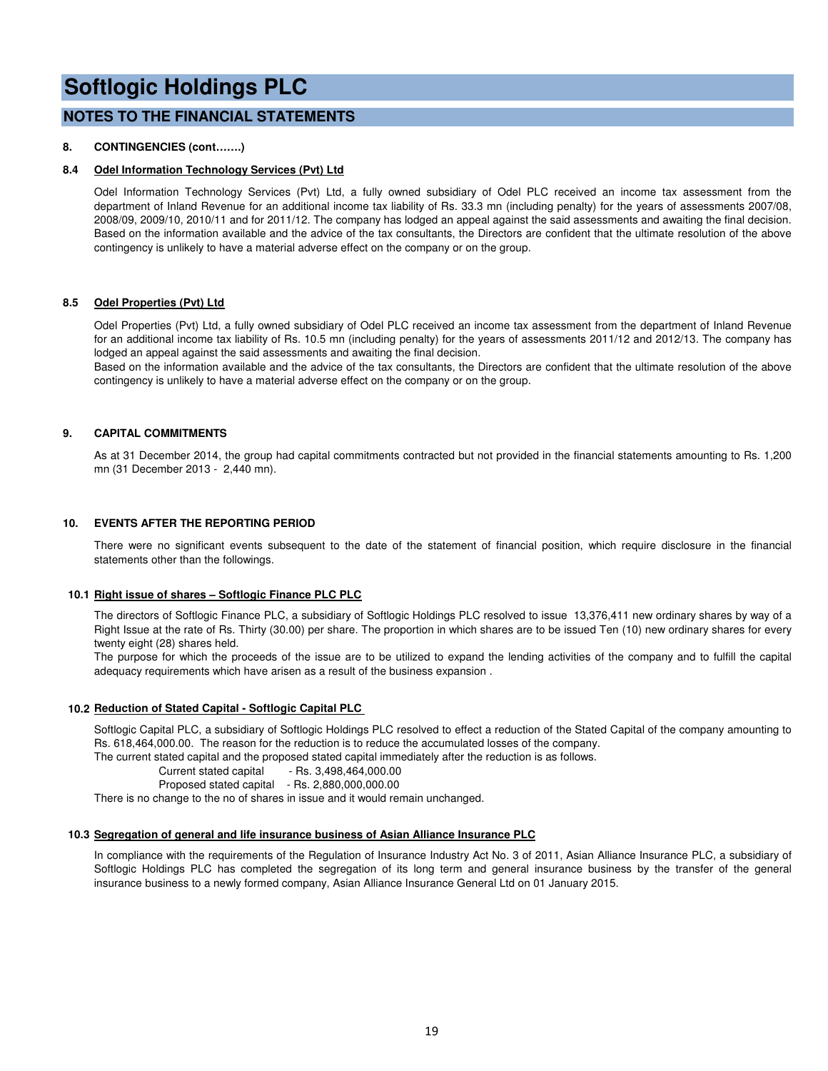# Softlogic Holdings PLC

## NOTES TO THE FINANCIAL STATEMENTS

**8. CONTINGENCIES (cont…….)**

**8.4 Odel Information Technology Services (Pvt) Ltd**

Odel Information Technology Services (Pvt) Ltd, a fully owned subsidiary of Odel PLC received an income tax assessment from the department of Inland Revenue for an additional income tax liability of Rs. 33.3 mn (including penalty) for the years of assessments 2007/08, 2008/09, 2009/10, 2010/11 and for 2011/12. The company has lodged an appeal against the said assessments and awaiting the final decision. Based on the information available and the advice of the tax consultants, the Directors are confident that the ultimate resolution of the above contingency is unlikely to have a material adverse effect on the company or on the group.

**8.5 Odel Properties (Pvt) Ltd**

Odel Properties (Pvt) Ltd, a fully owned subsidiary of Odel PLC received an income tax assessment from the department of Inland Revenue for an additional income tax liability of Rs. 10.5 mn (including penalty) for the years of assessments 2011/12 and 2012/13. The company has lodged an appeal against the said assessments and awaiting the final decision.
Based on the information available and the advice of the tax consultants, the Directors are confident that the ultimate resolution of the above contingency is unlikely to have a material adverse effect on the company or on the group.

**9. CAPITAL COMMITMENTS**

As at 31 December 2014, the group had capital commitments contracted but not provided in the financial statements amounting to Rs. 1,200 mn (31 December 2013 - 2,440 mn).

**10. EVENTS AFTER THE REPORTING PERIOD**

There were no significant events subsequent to the date of the statement of financial position, which require disclosure in the financial statements other than the followings.

**10.1 Right issue of shares – Softlogic Finance PLC PLC**

The directors of Softlogic Finance PLC, a subsidiary of Softlogic Holdings PLC resolved to issue 13,376,411 new ordinary shares by way of a Right Issue at the rate of Rs. Thirty (30.00) per share. The proportion in which shares are to be issued Ten (10) new ordinary shares for every twenty eight (28) shares held.
The purpose for which the proceeds of the issue are to be utilized to expand the lending activities of the company and to fulfill the capital adequacy requirements which have arisen as a result of the business expansion .

**10.2 Reduction of Stated Capital - Softlogic Capital PLC**

Softlogic Capital PLC, a subsidiary of Softlogic Holdings PLC resolved to effect a reduction of the Stated Capital of the company amounting to Rs. 618,464,000.00. The reason for the reduction is to reduce the accumulated losses of the company.
The current stated capital and the proposed stated capital immediately after the reduction is as follows.

Current stated capital - Rs. 3,498,464,000.00
Proposed stated capital - Rs. 2,880,000,000.00

There is no change to the no of shares in issue and it would remain unchanged.

**10.3 Segregation of general and life insurance business of Asian Alliance Insurance PLC**

In compliance with the requirements of the Regulation of Insurance Industry Act No. 3 of 2011, Asian Alliance Insurance PLC, a subsidiary of Softlogic Holdings PLC has completed the segregation of its long term and general insurance business by the transfer of the general insurance business to a newly formed company, Asian Alliance Insurance General Ltd on 01 January 2015.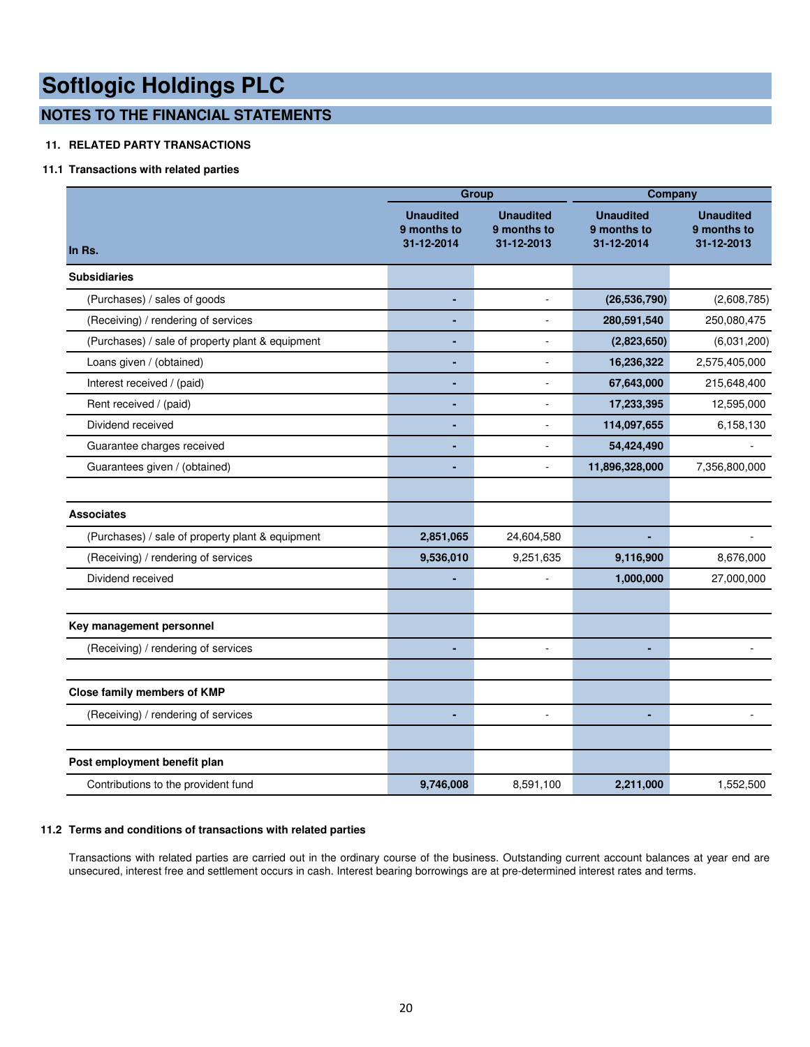# Softlogic Holdings PLC

## NOTES TO THE FINANCIAL STATEMENTS

### 11. RELATED PARTY TRANSACTIONS

### 11.1 Transactions with related parties

| In Rs. | Group | | Company | |
|---|---|---|---|---|
| | Unaudited 9 months to 31-12-2014 | Unaudited 9 months to 31-12-2013 | Unaudited 9 months to 31-12-2014 | Unaudited 9 months to 31-12-2013 |
| **Subsidiaries** | | | | |
| (Purchases) / sales of goods | **-** | - | **(26,536,790)** | (2,608,785) |
| (Receiving) / rendering of services | **-** | - | **280,591,540** | 250,080,475 |
| (Purchases) / sale of property plant & equipment | **-** | - | **(2,823,650)** | (6,031,200) |
| Loans given / (obtained) | **-** | - | **16,236,322** | 2,575,405,000 |
| Interest received / (paid) | **-** | - | **67,643,000** | 215,648,400 |
| Rent received / (paid) | **-** | - | **17,233,395** | 12,595,000 |
| Dividend received | **-** | - | **114,097,655** | 6,158,130 |
| Guarantee charges received | **-** | - | **54,424,490** | - |
| Guarantees given / (obtained) | **-** | - | **11,896,328,000** | 7,356,800,000 |
| | | | | |
| **Associates** | | | | |
| (Purchases) / sale of property plant & equipment | **2,851,065** | 24,604,580 | **-** | - |
| (Receiving) / rendering of services | **9,536,010** | 9,251,635 | **9,116,900** | 8,676,000 |
| Dividend received | **-** | - | **1,000,000** | 27,000,000 |
| | | | | |
| **Key management personnel** | | | | |
| (Receiving) / rendering of services | **-** | - | **-** | - |
| | | | | |
| **Close family members of KMP** | | | | |
| (Receiving) / rendering of services | **-** | - | **-** | - |
| | | | | |
| **Post employment benefit plan** | | | | |
| Contributions to the provident fund | **9,746,008** | 8,591,100 | **2,211,000** | 1,552,500 |

### 11.2 Terms and conditions of transactions with related parties

Transactions with related parties are carried out in the ordinary course of the business. Outstanding current account balances at year end are unsecured, interest free and settlement occurs in cash. Interest bearing borrowings are at pre-determined interest rates and terms.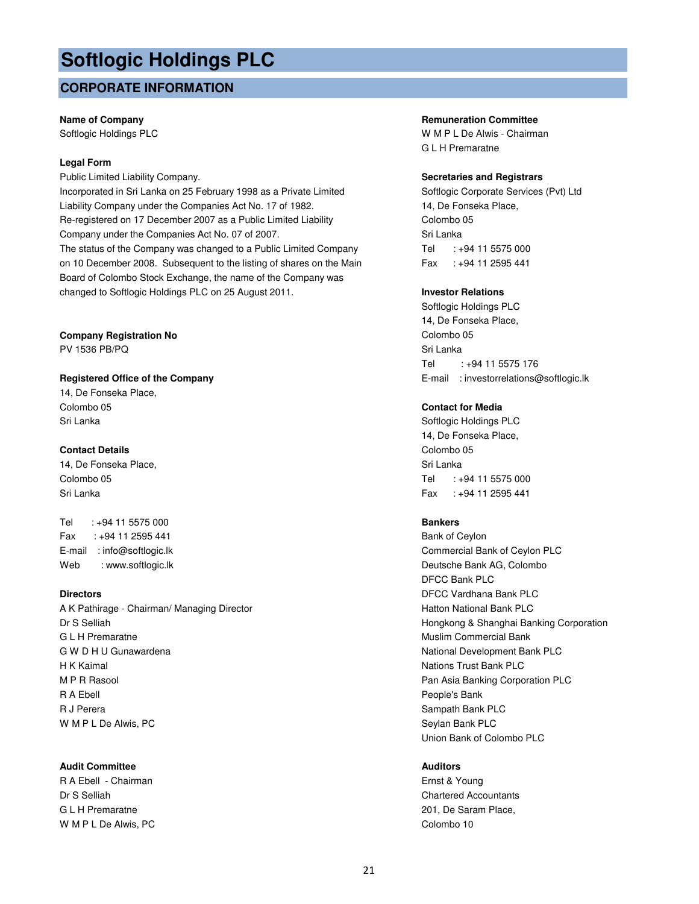# Softlogic Holdings PLC

## CORPORATE INFORMATION

**Name of Company**
Softlogic Holdings PLC

**Legal Form**
Public Limited Liability Company.
Incorporated in Sri Lanka on 25 February 1998 as a Private Limited Liability Company under the Companies Act No. 17 of 1982.
Re-registered on 17 December 2007 as a Public Limited Liability Company under the Companies Act No. 07 of 2007.
The status of the Company was changed to a Public Limited Company on 10 December 2008. Subsequent to the listing of shares on the Main Board of Colombo Stock Exchange, the name of the Company was changed to Softlogic Holdings PLC on 25 August 2011.

**Company Registration No**
PV 1536 PB/PQ

**Registered Office of the Company**
14, De Fonseka Place,
Colombo 05
Sri Lanka

**Contact Details**
14, De Fonseka Place,
Colombo 05
Sri Lanka

Tel : +94 11 5575 000
Fax : +94 11 2595 441
E-mail : info@softlogic.lk
Web : www.softlogic.lk

**Directors**
A K Pathirage - Chairman/ Managing Director
Dr S Selliah
G L H Premaratne
G W D H U Gunawardena
H K Kaimal
M P R Rasool
R A Ebell
R J Perera
W M P L De Alwis, PC

**Audit Committee**
R A Ebell - Chairman
Dr S Selliah
G L H Premaratne
W M P L De Alwis, PC

**Remuneration Committee**
W M P L De Alwis - Chairman
G L H Premaratne

**Secretaries and Registrars**
Softlogic Corporate Services (Pvt) Ltd
14, De Fonseka Place,
Colombo 05
Sri Lanka
Tel : +94 11 5575 000
Fax : +94 11 2595 441

**Investor Relations**
Softlogic Holdings PLC
14, De Fonseka Place,
Colombo 05
Sri Lanka
Tel : +94 11 5575 176
E-mail : investorrelations@softlogic.lk

**Contact for Media**
Softlogic Holdings PLC
14, De Fonseka Place,
Colombo 05
Sri Lanka
Tel : +94 11 5575 000
Fax : +94 11 2595 441

**Bankers**
Bank of Ceylon
Commercial Bank of Ceylon PLC
Deutsche Bank AG, Colombo
DFCC Bank PLC
DFCC Vardhana Bank PLC
Hatton National Bank PLC
Hongkong & Shanghai Banking Corporation
Muslim Commercial Bank
National Development Bank PLC
Nations Trust Bank PLC
Pan Asia Banking Corporation PLC
People's Bank
Sampath Bank PLC
Seylan Bank PLC
Union Bank of Colombo PLC

**Auditors**
Ernst & Young
Chartered Accountants
201, De Saram Place,
Colombo 10